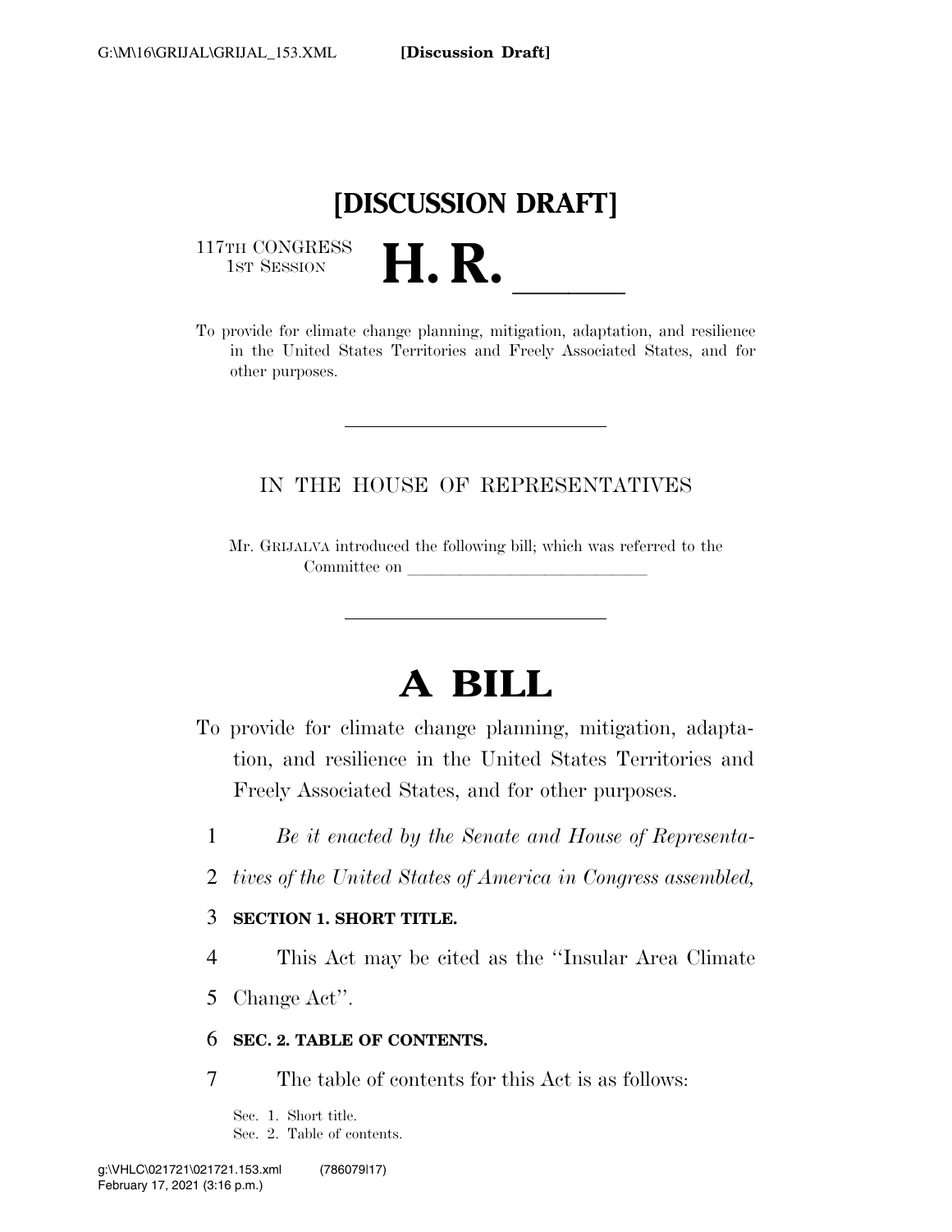**[DISCUSSION DRAFT]**

117TH CONGRESS
1ST SESSION

# H. R. \_\_\_\_\_

To provide for climate change planning, mitigation, adaptation, and resilience in the United States Territories and Freely Associated States, and for other purposes.

---

IN THE HOUSE OF REPRESENTATIVES

Mr. GRIJALVA introduced the following bill; which was referred to the Committee on \_\_\_\_\_\_\_\_\_\_\_\_\_\_\_\_\_\_\_\_\_\_\_\_\_\_\_\_\_\_

---

# A BILL

To provide for climate change planning, mitigation, adaptation, and resilience in the United States Territories and Freely Associated States, and for other purposes.

1 *Be it enacted by the Senate and House of Representa-*
2 *tives of the United States of America in Congress assembled,*

3 **SECTION 1. SHORT TITLE.**

4 This Act may be cited as the ''Insular Area Climate
5 Change Act''.

6 **SEC. 2. TABLE OF CONTENTS.**

7 The table of contents for this Act is as follows:

Sec. 1. Short title.
Sec. 2. Table of contents.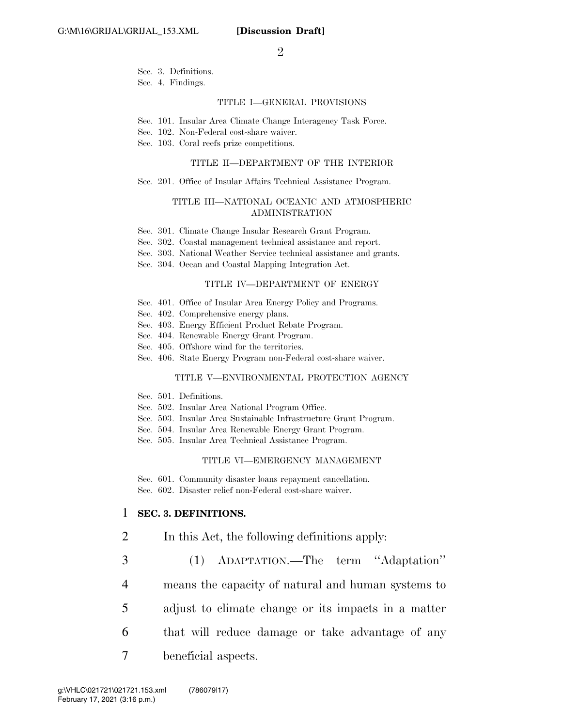Sec. 3. Definitions.
Sec. 4. Findings.

TITLE I—GENERAL PROVISIONS

Sec. 101. Insular Area Climate Change Interagency Task Force.
Sec. 102. Non-Federal cost-share waiver.
Sec. 103. Coral reefs prize competitions.

TITLE II—DEPARTMENT OF THE INTERIOR

Sec. 201. Office of Insular Affairs Technical Assistance Program.

TITLE III—NATIONAL OCEANIC AND ATMOSPHERIC ADMINISTRATION

Sec. 301. Climate Change Insular Research Grant Program.
Sec. 302. Coastal management technical assistance and report.
Sec. 303. National Weather Service technical assistance and grants.
Sec. 304. Ocean and Coastal Mapping Integration Act.

TITLE IV—DEPARTMENT OF ENERGY

Sec. 401. Office of Insular Area Energy Policy and Programs.
Sec. 402. Comprehensive energy plans.
Sec. 403. Energy Efficient Product Rebate Program.
Sec. 404. Renewable Energy Grant Program.
Sec. 405. Offshore wind for the territories.
Sec. 406. State Energy Program non-Federal cost-share waiver.

TITLE V—ENVIRONMENTAL PROTECTION AGENCY

Sec. 501. Definitions.
Sec. 502. Insular Area National Program Office.
Sec. 503. Insular Area Sustainable Infrastructure Grant Program.
Sec. 504. Insular Area Renewable Energy Grant Program.
Sec. 505. Insular Area Technical Assistance Program.

TITLE VI—EMERGENCY MANAGEMENT

Sec. 601. Community disaster loans repayment cancellation.
Sec. 602. Disaster relief non-Federal cost-share waiver.

**SEC. 3. DEFINITIONS.**

In this Act, the following definitions apply:

(1) ADAPTATION.—The term ''Adaptation'' means the capacity of natural and human systems to adjust to climate change or its impacts in a matter that will reduce damage or take advantage of any beneficial aspects.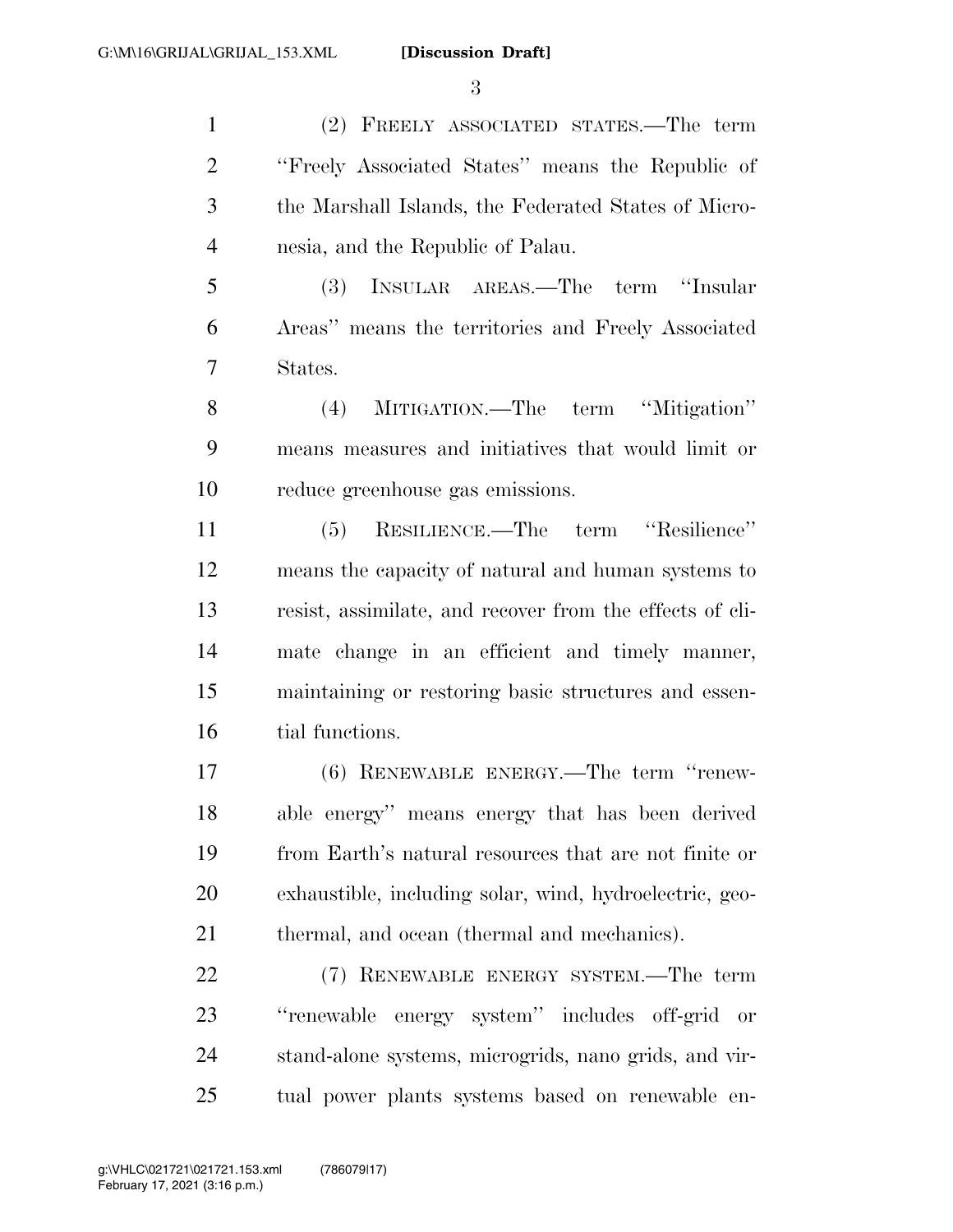(2) FREELY ASSOCIATED STATES.—The term "Freely Associated States" means the Republic of the Marshall Islands, the Federated States of Micronesia, and the Republic of Palau.

(3) INSULAR AREAS.—The term "Insular Areas" means the territories and Freely Associated States.

(4) MITIGATION.—The term "Mitigation" means measures and initiatives that would limit or reduce greenhouse gas emissions.

(5) RESILIENCE.—The term "Resilience" means the capacity of natural and human systems to resist, assimilate, and recover from the effects of climate change in an efficient and timely manner, maintaining or restoring basic structures and essential functions.

(6) RENEWABLE ENERGY.—The term "renewable energy" means energy that has been derived from Earth's natural resources that are not finite or exhaustible, including solar, wind, hydroelectric, geothermal, and ocean (thermal and mechanics).

(7) RENEWABLE ENERGY SYSTEM.—The term "renewable energy system" includes off-grid or stand-alone systems, microgrids, nano grids, and virtual power plants systems based on renewable en-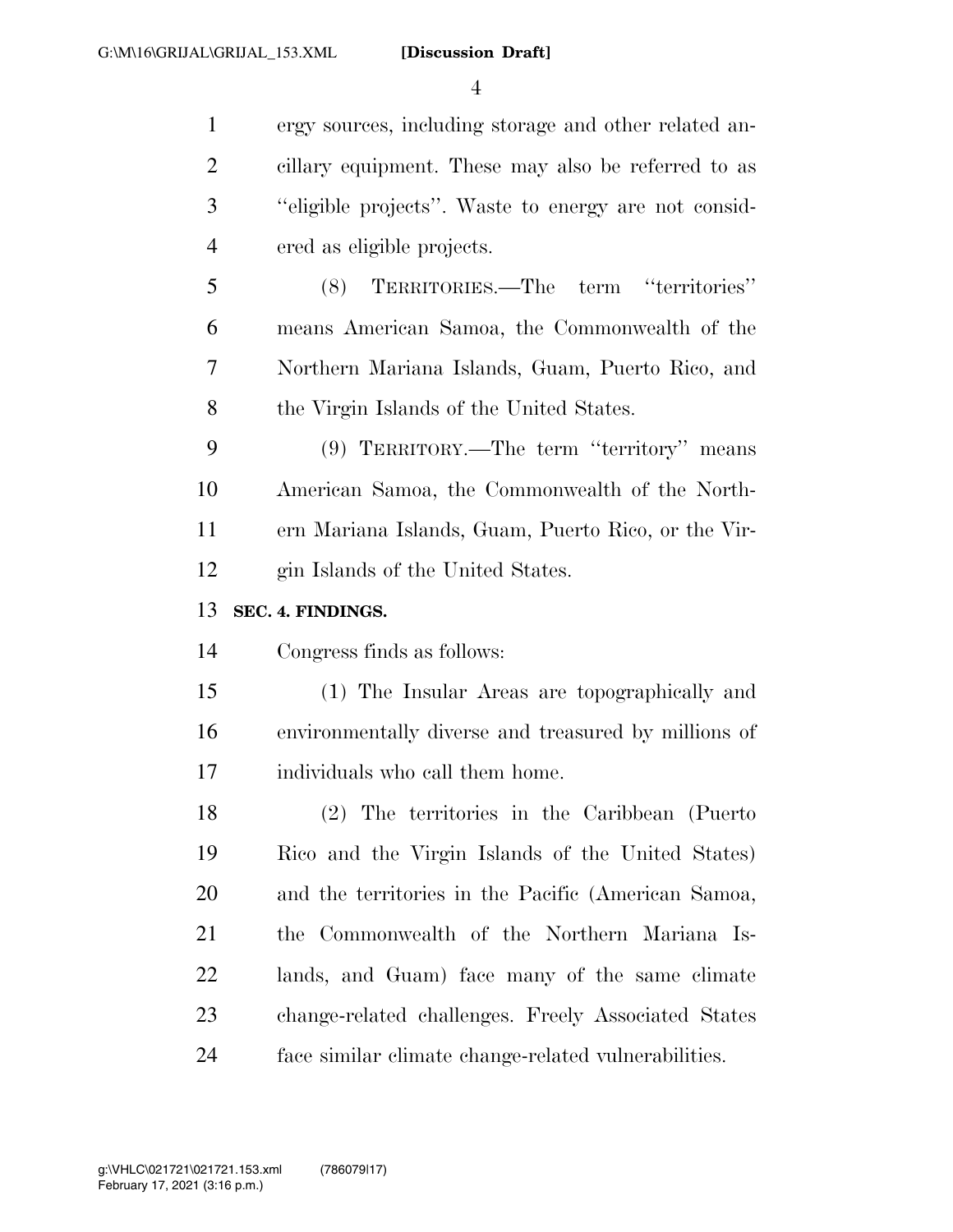ergy sources, including storage and other related ancillary equipment. These may also be referred to as ''eligible projects''. Waste to energy are not considered as eligible projects.

(8) TERRITORIES.—The term ''territories'' means American Samoa, the Commonwealth of the Northern Mariana Islands, Guam, Puerto Rico, and the Virgin Islands of the United States.

(9) TERRITORY.—The term ''territory'' means American Samoa, the Commonwealth of the Northern Mariana Islands, Guam, Puerto Rico, or the Virgin Islands of the United States.

**SEC. 4. FINDINGS.**

Congress finds as follows:

(1) The Insular Areas are topographically and environmentally diverse and treasured by millions of individuals who call them home.

(2) The territories in the Caribbean (Puerto Rico and the Virgin Islands of the United States) and the territories in the Pacific (American Samoa, the Commonwealth of the Northern Mariana Islands, and Guam) face many of the same climate change-related challenges. Freely Associated States face similar climate change-related vulnerabilities.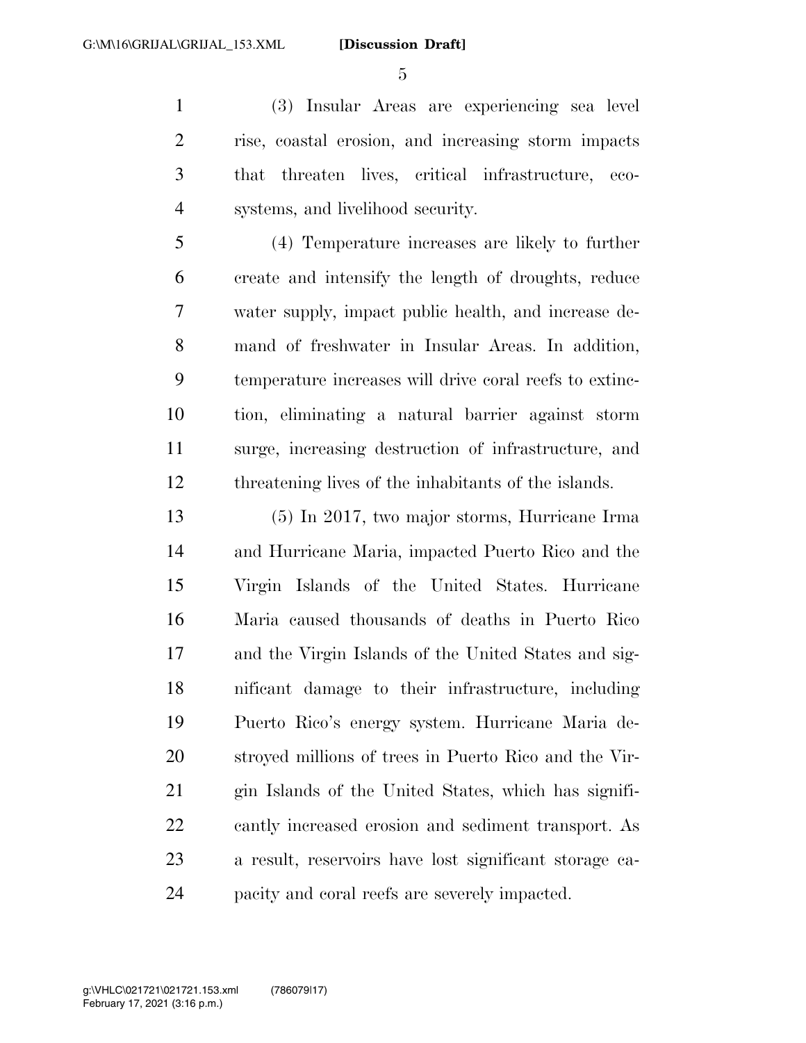(3) Insular Areas are experiencing sea level rise, coastal erosion, and increasing storm impacts that threaten lives, critical infrastructure, ecosystems, and livelihood security.

(4) Temperature increases are likely to further create and intensify the length of droughts, reduce water supply, impact public health, and increase demand of freshwater in Insular Areas. In addition, temperature increases will drive coral reefs to extinction, eliminating a natural barrier against storm surge, increasing destruction of infrastructure, and threatening lives of the inhabitants of the islands.

(5) In 2017, two major storms, Hurricane Irma and Hurricane Maria, impacted Puerto Rico and the Virgin Islands of the United States. Hurricane Maria caused thousands of deaths in Puerto Rico and the Virgin Islands of the United States and significant damage to their infrastructure, including Puerto Rico's energy system. Hurricane Maria destroyed millions of trees in Puerto Rico and the Virgin Islands of the United States, which has significantly increased erosion and sediment transport. As a result, reservoirs have lost significant storage capacity and coral reefs are severely impacted.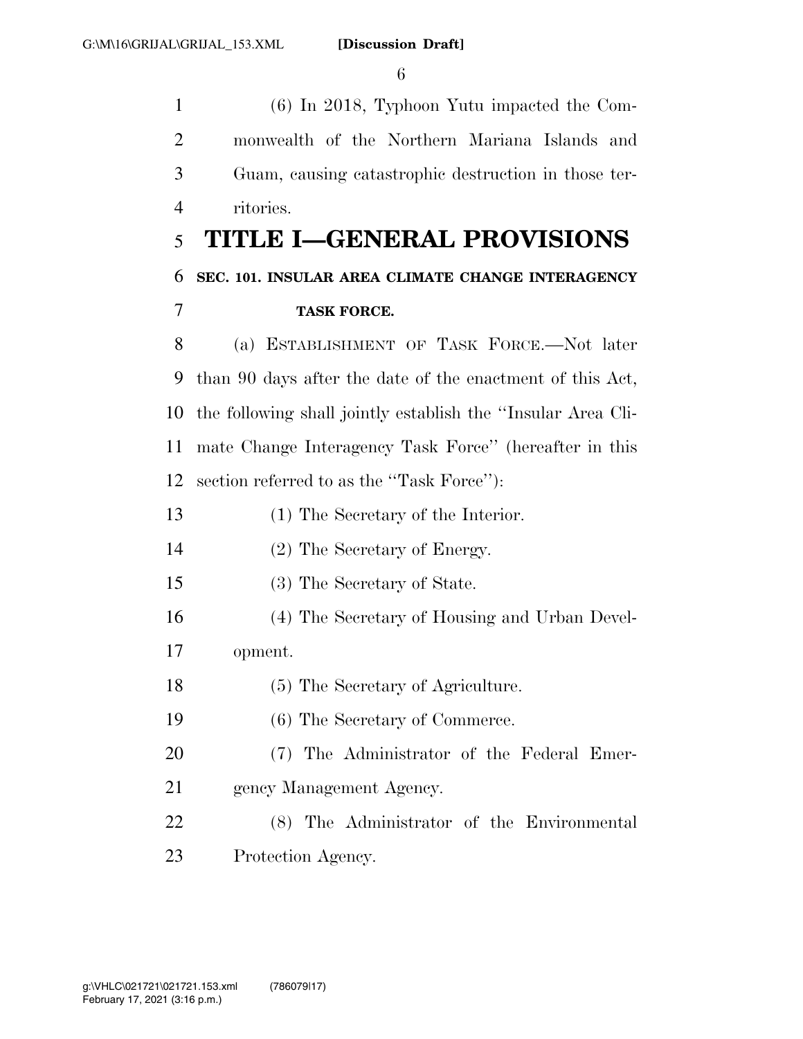(6) In 2018, Typhoon Yutu impacted the Commonwealth of the Northern Mariana Islands and Guam, causing catastrophic destruction in those territories.

# TITLE I—GENERAL PROVISIONS

### SEC. 101. INSULAR AREA CLIMATE CHANGE INTERAGENCY TASK FORCE.

(a) ESTABLISHMENT OF TASK FORCE.—Not later than 90 days after the date of the enactment of this Act, the following shall jointly establish the ''Insular Area Climate Change Interagency Task Force'' (hereafter in this section referred to as the ''Task Force''):

(1) The Secretary of the Interior.

(2) The Secretary of Energy.

(3) The Secretary of State.

(4) The Secretary of Housing and Urban Development.

(5) The Secretary of Agriculture.

(6) The Secretary of Commerce.

(7) The Administrator of the Federal Emergency Management Agency.

(8) The Administrator of the Environmental Protection Agency.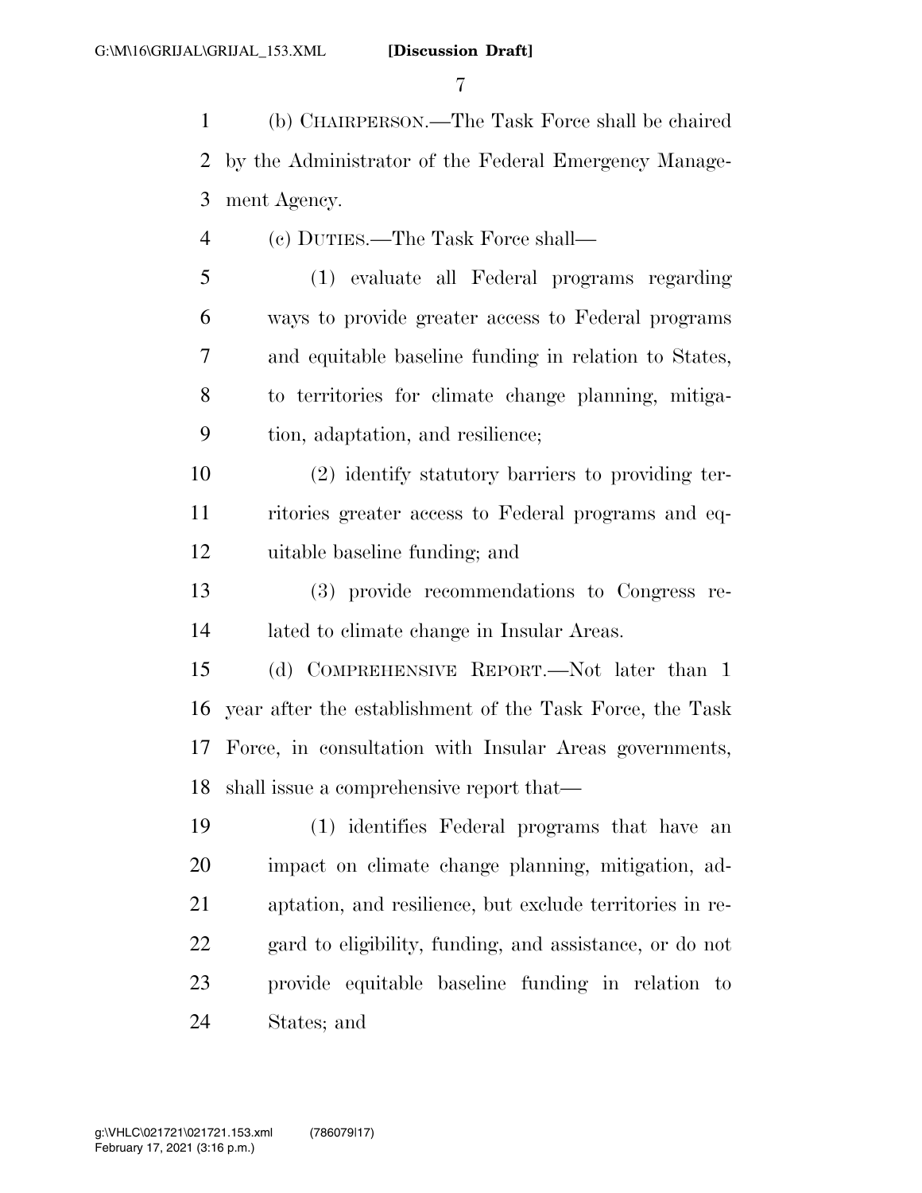(b) CHAIRPERSON.—The Task Force shall be chaired by the Administrator of the Federal Emergency Management Agency.

(c) DUTIES.—The Task Force shall—

(1) evaluate all Federal programs regarding ways to provide greater access to Federal programs and equitable baseline funding in relation to States, to territories for climate change planning, mitigation, adaptation, and resilience;

(2) identify statutory barriers to providing territories greater access to Federal programs and equitable baseline funding; and

(3) provide recommendations to Congress related to climate change in Insular Areas.

(d) COMPREHENSIVE REPORT.—Not later than 1 year after the establishment of the Task Force, the Task Force, in consultation with Insular Areas governments, shall issue a comprehensive report that—

(1) identifies Federal programs that have an impact on climate change planning, mitigation, adaptation, and resilience, but exclude territories in regard to eligibility, funding, and assistance, or do not provide equitable baseline funding in relation to States; and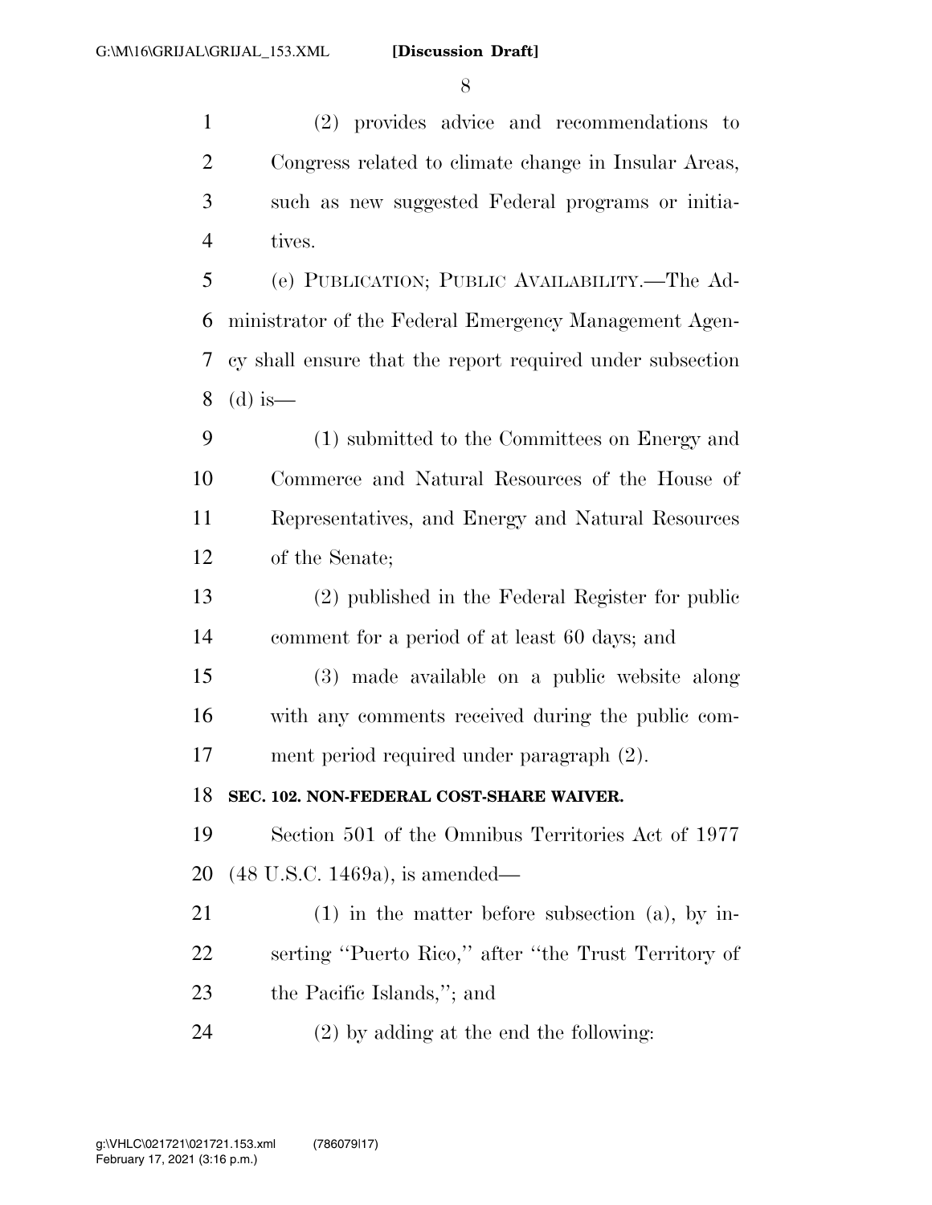(2) provides advice and recommendations to Congress related to climate change in Insular Areas, such as new suggested Federal programs or initiatives.

(e) PUBLICATION; PUBLIC AVAILABILITY.—The Administrator of the Federal Emergency Management Agency shall ensure that the report required under subsection (d) is—

(1) submitted to the Committees on Energy and Commerce and Natural Resources of the House of Representatives, and Energy and Natural Resources of the Senate;

(2) published in the Federal Register for public comment for a period of at least 60 days; and

(3) made available on a public website along with any comments received during the public comment period required under paragraph (2).

**SEC. 102. NON-FEDERAL COST-SHARE WAIVER.**

Section 501 of the Omnibus Territories Act of 1977 (48 U.S.C. 1469a), is amended—

(1) in the matter before subsection (a), by inserting ''Puerto Rico,'' after ''the Trust Territory of the Pacific Islands,''; and

(2) by adding at the end the following: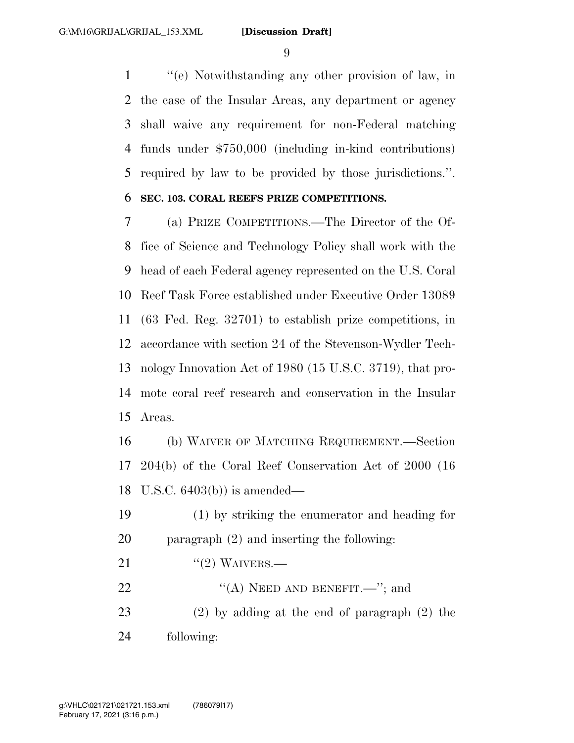''(e) Notwithstanding any other provision of law, in the case of the Insular Areas, any department or agency shall waive any requirement for non-Federal matching funds under $750,000 (including in-kind contributions) required by law to be provided by those jurisdictions.''.

**SEC. 103. CORAL REEFS PRIZE COMPETITIONS.**

(a) PRIZE COMPETITIONS.—The Director of the Office of Science and Technology Policy shall work with the head of each Federal agency represented on the U.S. Coral Reef Task Force established under Executive Order 13089 (63 Fed. Reg. 32701) to establish prize competitions, in accordance with section 24 of the Stevenson-Wydler Technology Innovation Act of 1980 (15 U.S.C. 3719), that promote coral reef research and conservation in the Insular Areas.

(b) WAIVER OF MATCHING REQUIREMENT.—Section 204(b) of the Coral Reef Conservation Act of 2000 (16 U.S.C. 6403(b)) is amended—

(1) by striking the enumerator and heading for paragraph (2) and inserting the following:

''(2) WAIVERS.—

''(A) NEED AND BENEFIT.—''; and

(2) by adding at the end of paragraph (2) the following: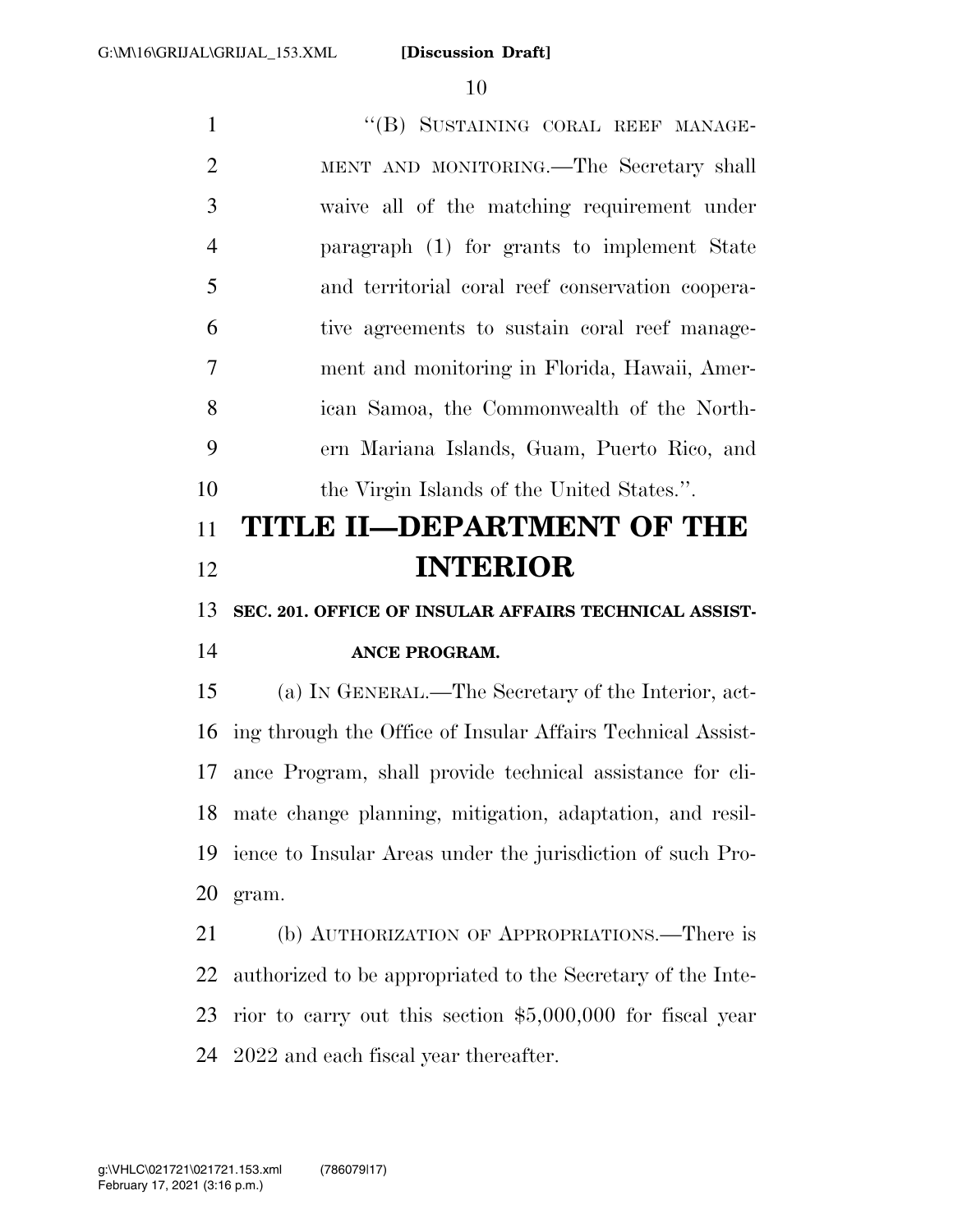"(B) SUSTAINING CORAL REEF MANAGEMENT AND MONITORING.—The Secretary shall waive all of the matching requirement under paragraph (1) for grants to implement State and territorial coral reef conservation cooperative agreements to sustain coral reef management and monitoring in Florida, Hawaii, American Samoa, the Commonwealth of the Northern Mariana Islands, Guam, Puerto Rico, and the Virgin Islands of the United States.".

# TITLE II—DEPARTMENT OF THE INTERIOR

### SEC. 201. OFFICE OF INSULAR AFFAIRS TECHNICAL ASSISTANCE PROGRAM.

(a) IN GENERAL.—The Secretary of the Interior, acting through the Office of Insular Affairs Technical Assistance Program, shall provide technical assistance for climate change planning, mitigation, adaptation, and resilience to Insular Areas under the jurisdiction of such Program.

(b) AUTHORIZATION OF APPROPRIATIONS.—There is authorized to be appropriated to the Secretary of the Interior to carry out this section $5,000,000 for fiscal year 2022 and each fiscal year thereafter.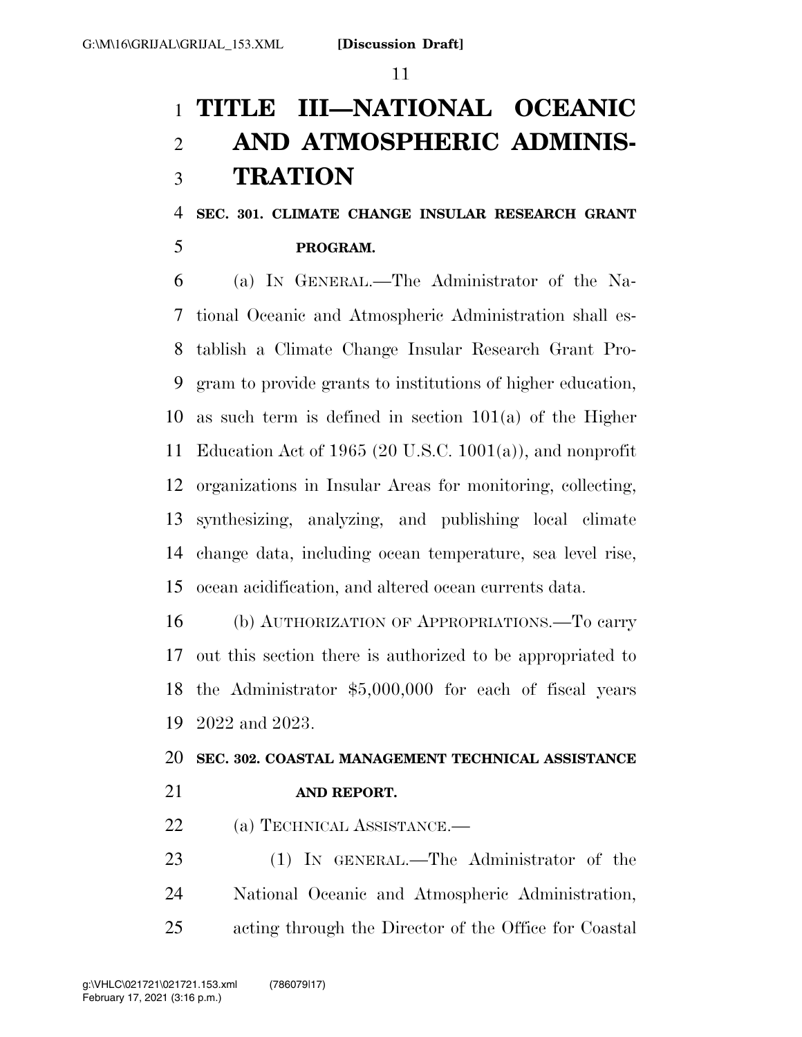# TITLE III—NATIONAL OCEANIC AND ATMOSPHERIC ADMINISTRATION

### SEC. 301. CLIMATE CHANGE INSULAR RESEARCH GRANT PROGRAM.

(a) IN GENERAL.—The Administrator of the National Oceanic and Atmospheric Administration shall establish a Climate Change Insular Research Grant Program to provide grants to institutions of higher education, as such term is defined in section 101(a) of the Higher Education Act of 1965 (20 U.S.C. 1001(a)), and nonprofit organizations in Insular Areas for monitoring, collecting, synthesizing, analyzing, and publishing local climate change data, including ocean temperature, sea level rise, ocean acidification, and altered ocean currents data.

(b) AUTHORIZATION OF APPROPRIATIONS.—To carry out this section there is authorized to be appropriated to the Administrator $5,000,000 for each of fiscal years 2022 and 2023.

### SEC. 302. COASTAL MANAGEMENT TECHNICAL ASSISTANCE AND REPORT.

(a) TECHNICAL ASSISTANCE.—

(1) IN GENERAL.—The Administrator of the National Oceanic and Atmospheric Administration, acting through the Director of the Office for Coastal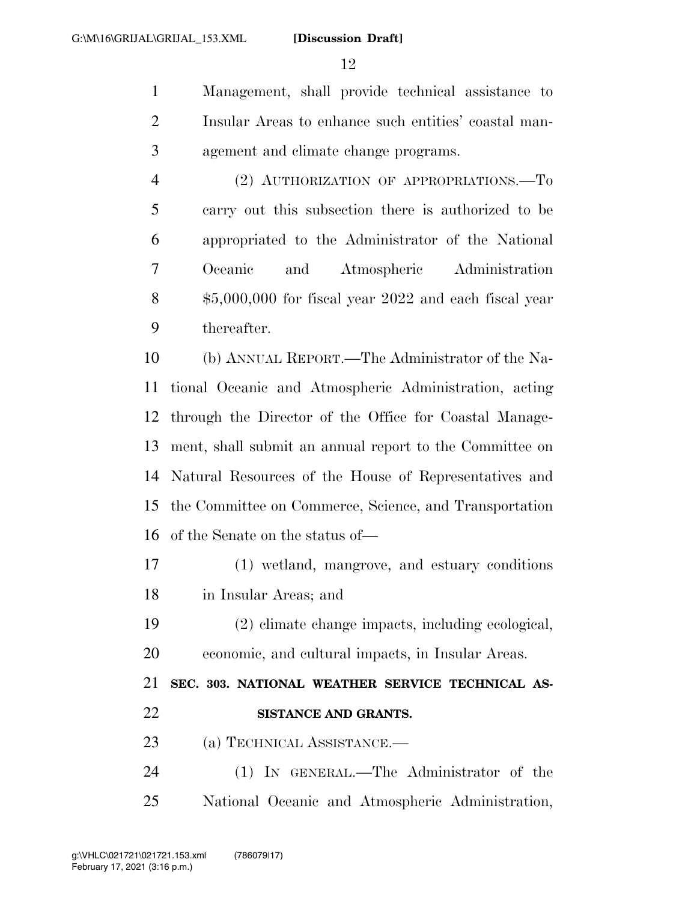Management, shall provide technical assistance to Insular Areas to enhance such entities' coastal management and climate change programs.

(2) AUTHORIZATION OF APPROPRIATIONS.—To carry out this subsection there is authorized to be appropriated to the Administrator of the National Oceanic and Atmospheric Administration $5,000,000 for fiscal year 2022 and each fiscal year thereafter.

(b) ANNUAL REPORT.—The Administrator of the National Oceanic and Atmospheric Administration, acting through the Director of the Office for Coastal Management, shall submit an annual report to the Committee on Natural Resources of the House of Representatives and the Committee on Commerce, Science, and Transportation of the Senate on the status of—

(1) wetland, mangrove, and estuary conditions in Insular Areas; and

(2) climate change impacts, including ecological, economic, and cultural impacts, in Insular Areas.

**SEC. 303. NATIONAL WEATHER SERVICE TECHNICAL ASSISTANCE AND GRANTS.**

(a) TECHNICAL ASSISTANCE.—

(1) IN GENERAL.—The Administrator of the National Oceanic and Atmospheric Administration,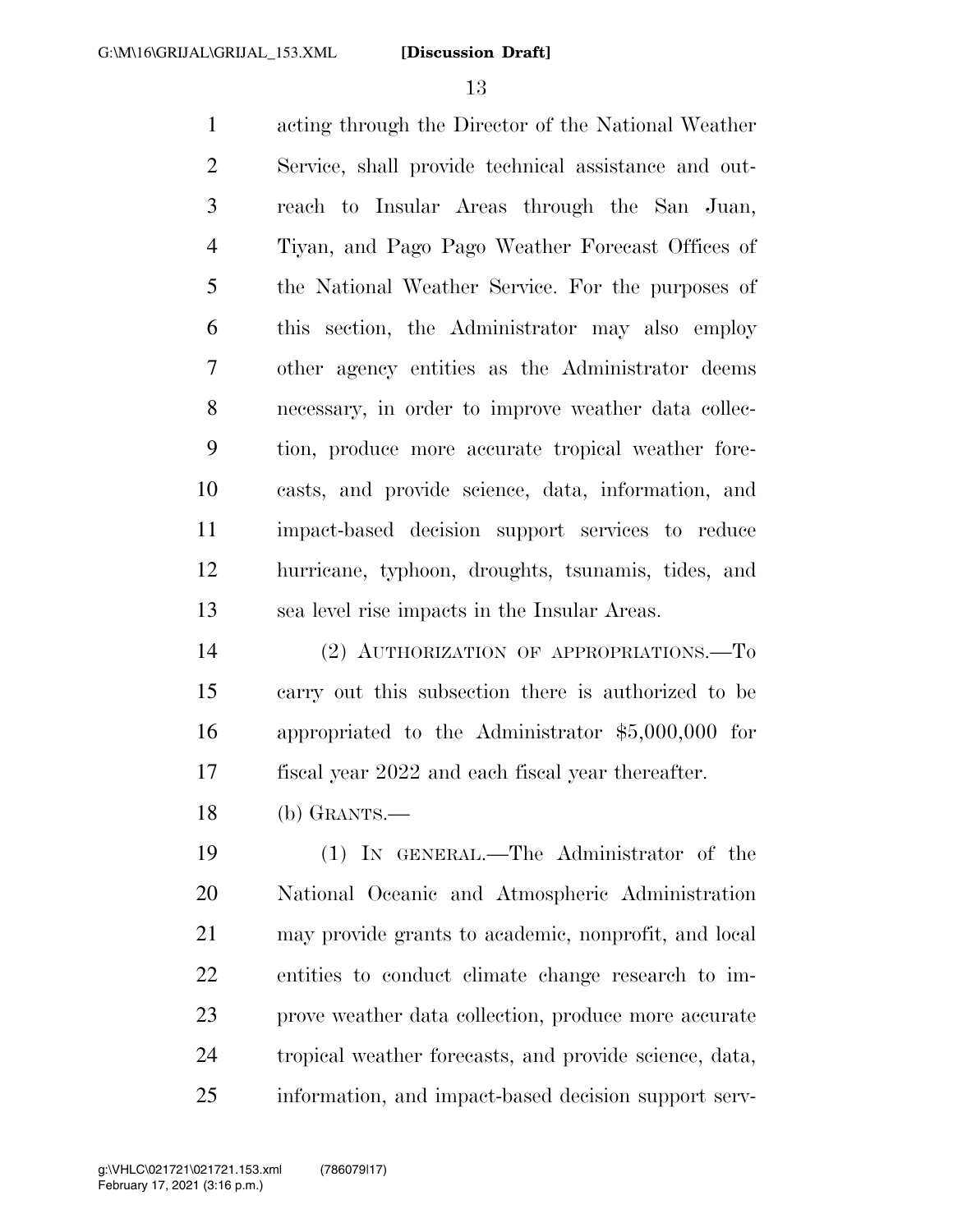acting through the Director of the National Weather Service, shall provide technical assistance and outreach to Insular Areas through the San Juan, Tiyan, and Pago Pago Weather Forecast Offices of the National Weather Service. For the purposes of this section, the Administrator may also employ other agency entities as the Administrator deems necessary, in order to improve weather data collection, produce more accurate tropical weather forecasts, and provide science, data, information, and impact-based decision support services to reduce hurricane, typhoon, droughts, tsunamis, tides, and sea level rise impacts in the Insular Areas.

(2) AUTHORIZATION OF APPROPRIATIONS.—To carry out this subsection there is authorized to be appropriated to the Administrator $5,000,000 for fiscal year 2022 and each fiscal year thereafter.

(b) GRANTS.—

(1) IN GENERAL.—The Administrator of the National Oceanic and Atmospheric Administration may provide grants to academic, nonprofit, and local entities to conduct climate change research to improve weather data collection, produce more accurate tropical weather forecasts, and provide science, data, information, and impact-based decision support serv-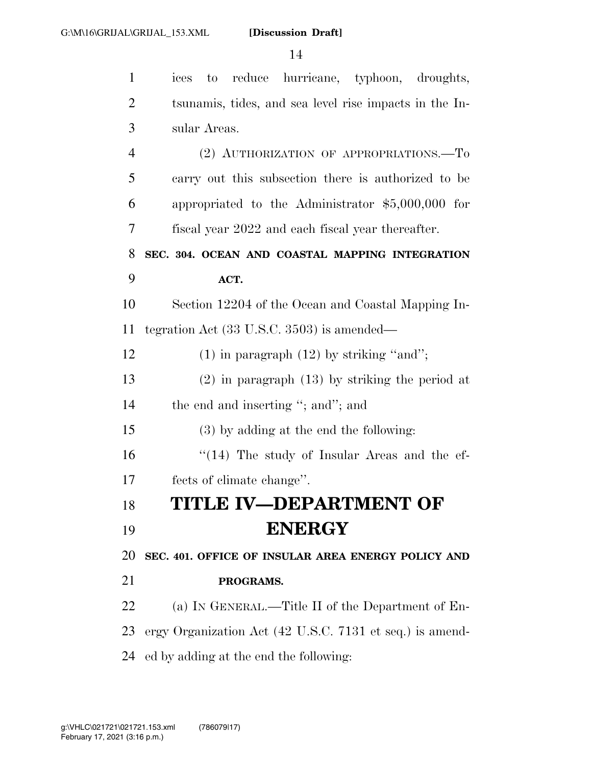ices to reduce hurricane, typhoon, droughts, tsunamis, tides, and sea level rise impacts in the Insular Areas.

(2) AUTHORIZATION OF APPROPRIATIONS.—To carry out this subsection there is authorized to be appropriated to the Administrator $5,000,000 for fiscal year 2022 and each fiscal year thereafter.

**SEC. 304. OCEAN AND COASTAL MAPPING INTEGRATION ACT.**

Section 12204 of the Ocean and Coastal Mapping Integration Act (33 U.S.C. 3503) is amended—

(1) in paragraph (12) by striking "and";

(2) in paragraph (13) by striking the period at the end and inserting "; and"; and

(3) by adding at the end the following:

"(14) The study of Insular Areas and the effects of climate change".

# TITLE IV—DEPARTMENT OF ENERGY

**SEC. 401. OFFICE OF INSULAR AREA ENERGY POLICY AND PROGRAMS.**

(a) IN GENERAL.—Title II of the Department of Energy Organization Act (42 U.S.C. 7131 et seq.) is amended by adding at the end the following: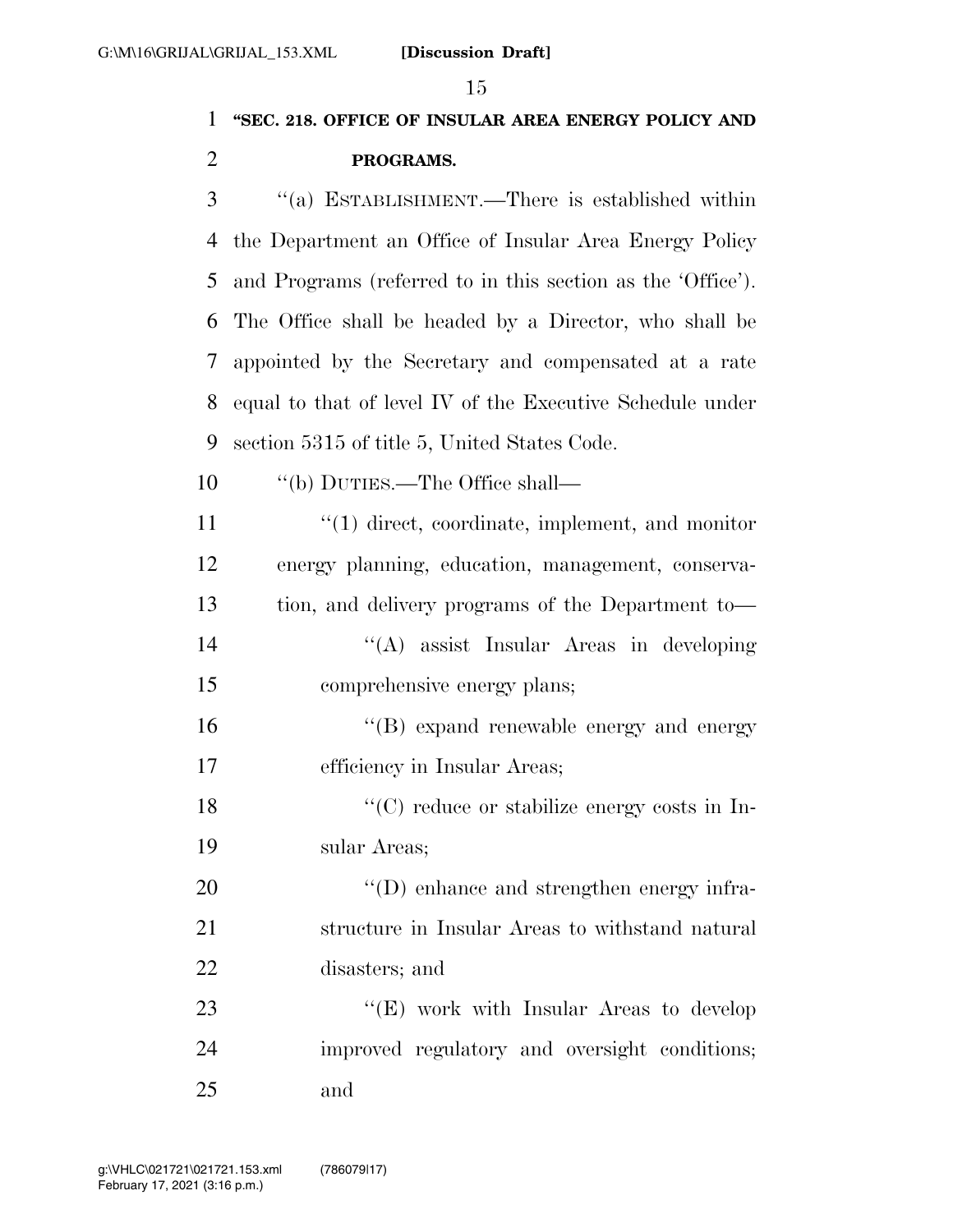**"SEC. 218. OFFICE OF INSULAR AREA ENERGY POLICY AND PROGRAMS.**

"(a) ESTABLISHMENT.—There is established within the Department an Office of Insular Area Energy Policy and Programs (referred to in this section as the 'Office'). The Office shall be headed by a Director, who shall be appointed by the Secretary and compensated at a rate equal to that of level IV of the Executive Schedule under section 5315 of title 5, United States Code.

"(b) DUTIES.—The Office shall—

"(1) direct, coordinate, implement, and monitor energy planning, education, management, conservation, and delivery programs of the Department to—

"(A) assist Insular Areas in developing comprehensive energy plans;

"(B) expand renewable energy and energy efficiency in Insular Areas;

"(C) reduce or stabilize energy costs in Insular Areas;

"(D) enhance and strengthen energy infrastructure in Insular Areas to withstand natural disasters; and

"(E) work with Insular Areas to develop improved regulatory and oversight conditions; and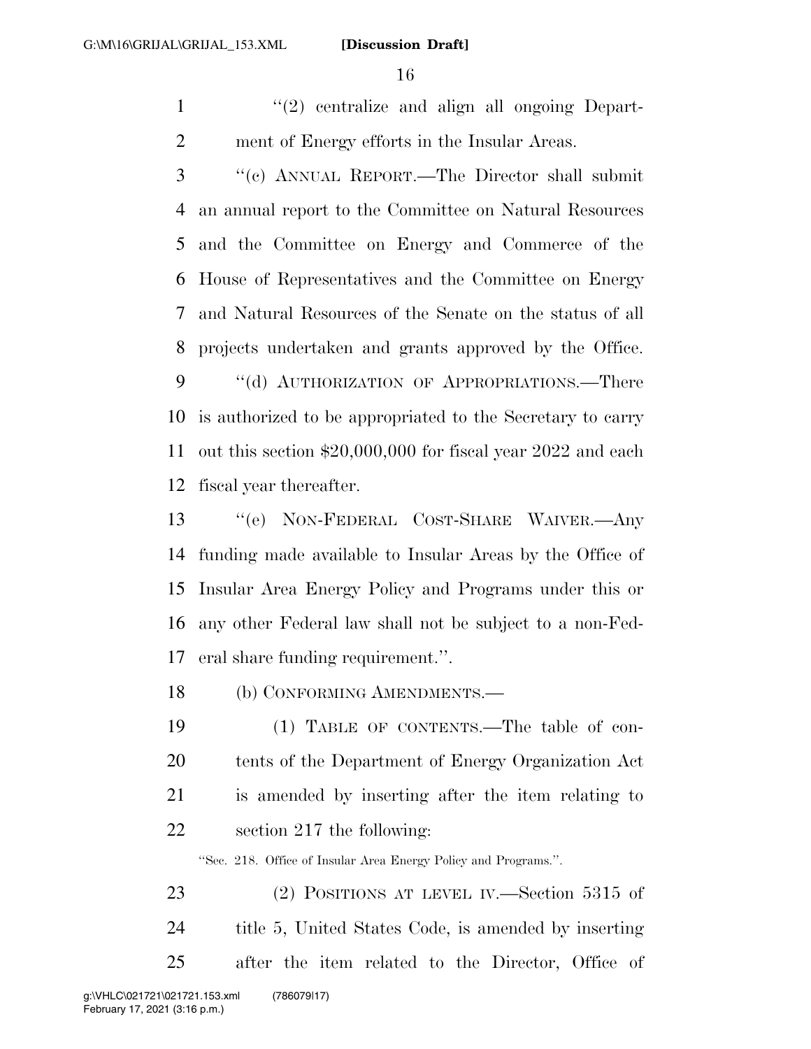''(2) centralize and align all ongoing Department of Energy efforts in the Insular Areas.

''(c) ANNUAL REPORT.—The Director shall submit an annual report to the Committee on Natural Resources and the Committee on Energy and Commerce of the House of Representatives and the Committee on Energy and Natural Resources of the Senate on the status of all projects undertaken and grants approved by the Office.

''(d) AUTHORIZATION OF APPROPRIATIONS.—There is authorized to be appropriated to the Secretary to carry out this section $20,000,000 for fiscal year 2022 and each fiscal year thereafter.

''(e) NON-FEDERAL COST-SHARE WAIVER.—Any funding made available to Insular Areas by the Office of Insular Area Energy Policy and Programs under this or any other Federal law shall not be subject to a non-Federal share funding requirement.''.

(b) CONFORMING AMENDMENTS.—

(1) TABLE OF CONTENTS.—The table of contents of the Department of Energy Organization Act is amended by inserting after the item relating to section 217 the following:

''Sec. 218. Office of Insular Area Energy Policy and Programs.''.

(2) POSITIONS AT LEVEL IV.—Section 5315 of title 5, United States Code, is amended by inserting after the item related to the Director, Office of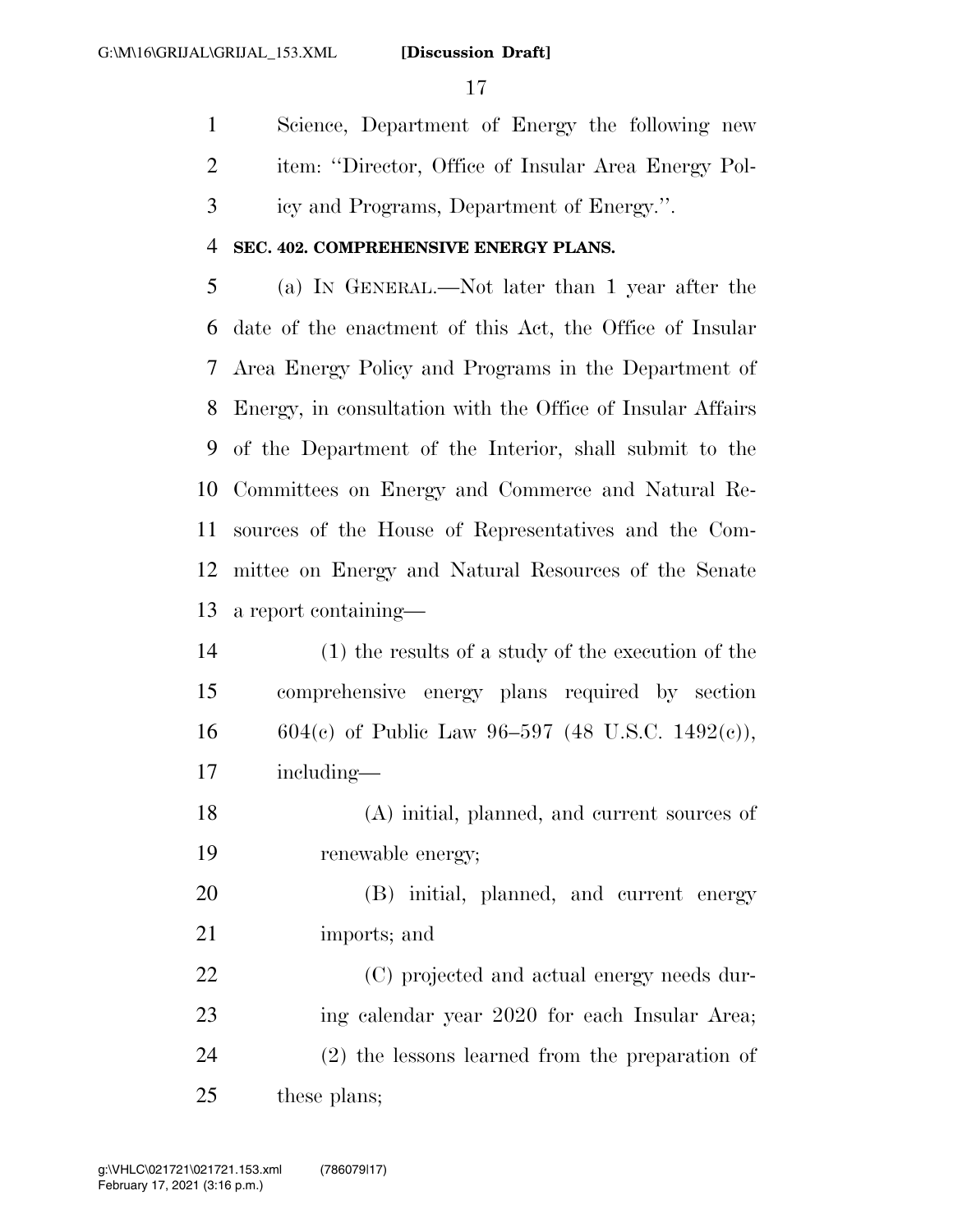Science, Department of Energy the following new item: "Director, Office of Insular Area Energy Policy and Programs, Department of Energy.".

**SEC. 402. COMPREHENSIVE ENERGY PLANS.**

(a) IN GENERAL.—Not later than 1 year after the date of the enactment of this Act, the Office of Insular Area Energy Policy and Programs in the Department of Energy, in consultation with the Office of Insular Affairs of the Department of the Interior, shall submit to the Committees on Energy and Commerce and Natural Resources of the House of Representatives and the Committee on Energy and Natural Resources of the Senate a report containing—

(1) the results of a study of the execution of the comprehensive energy plans required by section 604(c) of Public Law 96–597 (48 U.S.C. 1492(c)), including—

(A) initial, planned, and current sources of renewable energy;

(B) initial, planned, and current energy imports; and

(C) projected and actual energy needs during calendar year 2020 for each Insular Area;

(2) the lessons learned from the preparation of these plans;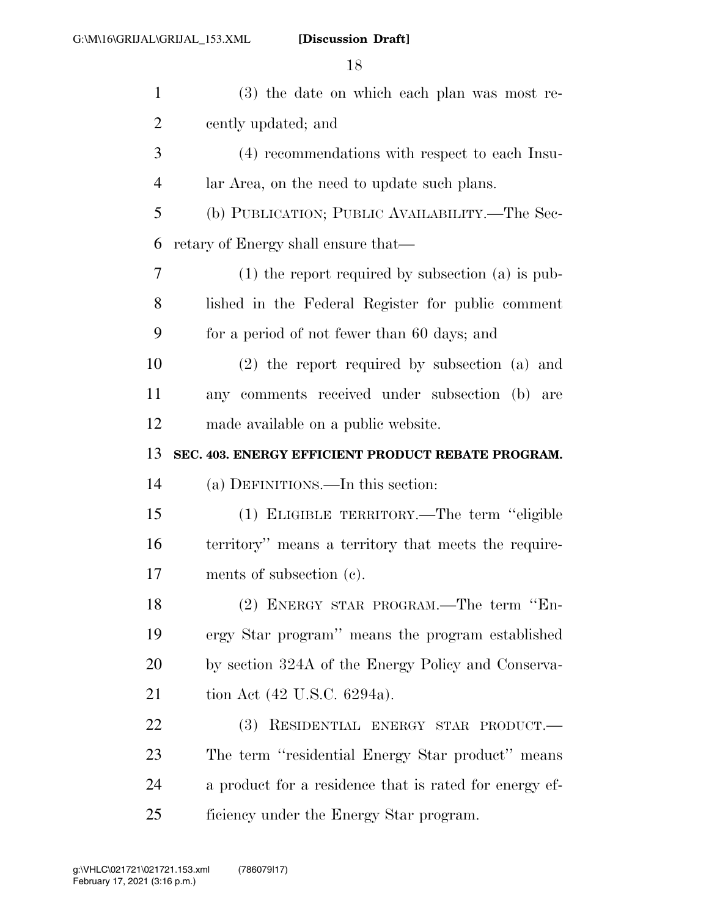(3) the date on which each plan was most recently updated; and

(4) recommendations with respect to each Insular Area, on the need to update such plans.

(b) PUBLICATION; PUBLIC AVAILABILITY.—The Secretary of Energy shall ensure that—

(1) the report required by subsection (a) is published in the Federal Register for public comment for a period of not fewer than 60 days; and

(2) the report required by subsection (a) and any comments received under subsection (b) are made available on a public website.

**SEC. 403. ENERGY EFFICIENT PRODUCT REBATE PROGRAM.**

(a) DEFINITIONS.—In this section:

(1) ELIGIBLE TERRITORY.—The term ''eligible territory'' means a territory that meets the requirements of subsection (c).

(2) ENERGY STAR PROGRAM.—The term ''Energy Star program'' means the program established by section 324A of the Energy Policy and Conservation Act (42 U.S.C. 6294a).

(3) RESIDENTIAL ENERGY STAR PRODUCT.—The term ''residential Energy Star product'' means a product for a residence that is rated for energy efficiency under the Energy Star program.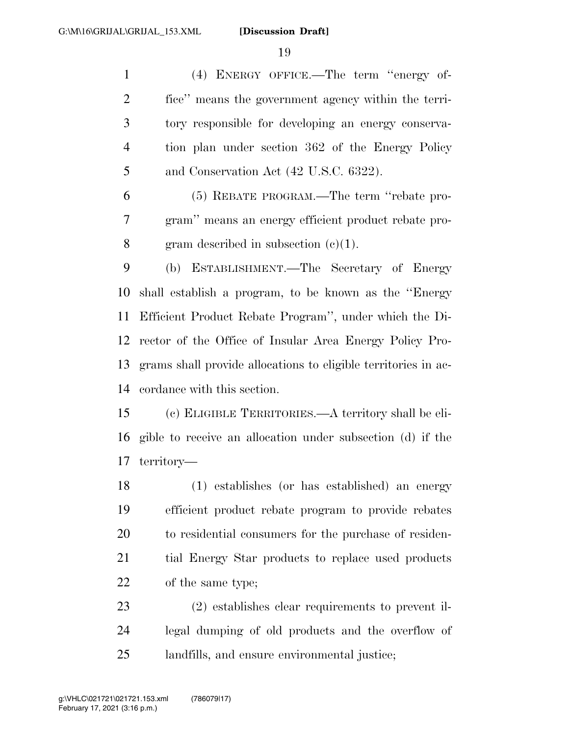(4) ENERGY OFFICE.—The term ''energy office'' means the government agency within the territory responsible for developing an energy conservation plan under section 362 of the Energy Policy and Conservation Act (42 U.S.C. 6322).

(5) REBATE PROGRAM.—The term ''rebate program'' means an energy efficient product rebate program described in subsection (c)(1).

(b) ESTABLISHMENT.—The Secretary of Energy shall establish a program, to be known as the ''Energy Efficient Product Rebate Program'', under which the Director of the Office of Insular Area Energy Policy Programs shall provide allocations to eligible territories in accordance with this section.

(c) ELIGIBLE TERRITORIES.—A territory shall be eligible to receive an allocation under subsection (d) if the territory—

(1) establishes (or has established) an energy efficient product rebate program to provide rebates to residential consumers for the purchase of residential Energy Star products to replace used products of the same type;

(2) establishes clear requirements to prevent illegal dumping of old products and the overflow of landfills, and ensure environmental justice;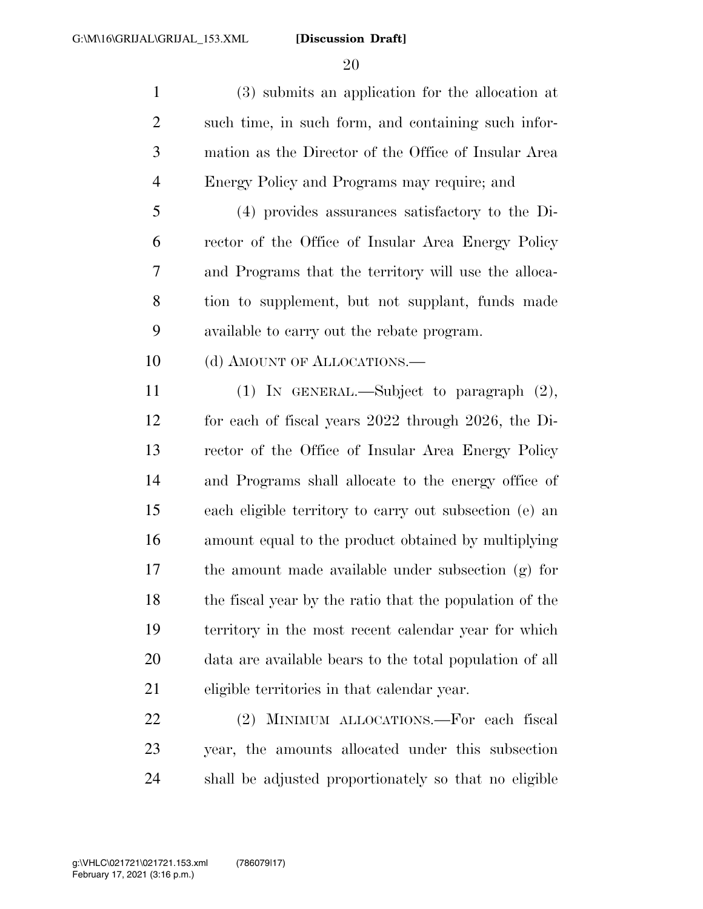(3) submits an application for the allocation at such time, in such form, and containing such information as the Director of the Office of Insular Area Energy Policy and Programs may require; and

(4) provides assurances satisfactory to the Director of the Office of Insular Area Energy Policy and Programs that the territory will use the allocation to supplement, but not supplant, funds made available to carry out the rebate program.

(d) AMOUNT OF ALLOCATIONS.—

(1) IN GENERAL.—Subject to paragraph (2), for each of fiscal years 2022 through 2026, the Director of the Office of Insular Area Energy Policy and Programs shall allocate to the energy office of each eligible territory to carry out subsection (e) an amount equal to the product obtained by multiplying the amount made available under subsection (g) for the fiscal year by the ratio that the population of the territory in the most recent calendar year for which data are available bears to the total population of all eligible territories in that calendar year.

(2) MINIMUM ALLOCATIONS.—For each fiscal year, the amounts allocated under this subsection shall be adjusted proportionately so that no eligible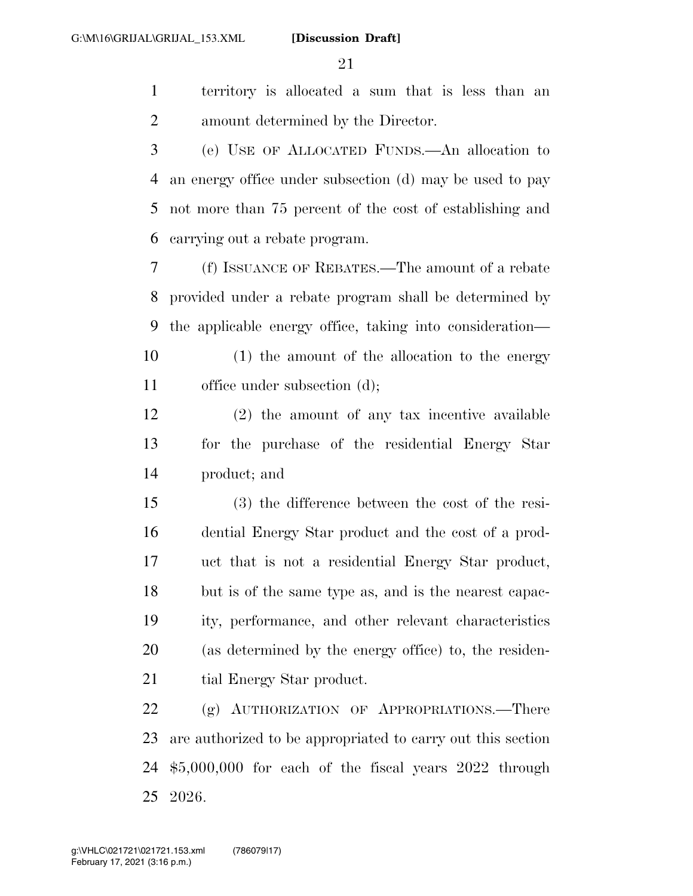territory is allocated a sum that is less than an amount determined by the Director.

(e) USE OF ALLOCATED FUNDS.—An allocation to an energy office under subsection (d) may be used to pay not more than 75 percent of the cost of establishing and carrying out a rebate program.

(f) ISSUANCE OF REBATES.—The amount of a rebate provided under a rebate program shall be determined by the applicable energy office, taking into consideration—

(1) the amount of the allocation to the energy office under subsection (d);

(2) the amount of any tax incentive available for the purchase of the residential Energy Star product; and

(3) the difference between the cost of the residential Energy Star product and the cost of a product that is not a residential Energy Star product, but is of the same type as, and is the nearest capacity, performance, and other relevant characteristics (as determined by the energy office) to, the residential Energy Star product.

(g) AUTHORIZATION OF APPROPRIATIONS.—There are authorized to be appropriated to carry out this section $5,000,000 for each of the fiscal years 2022 through 2026.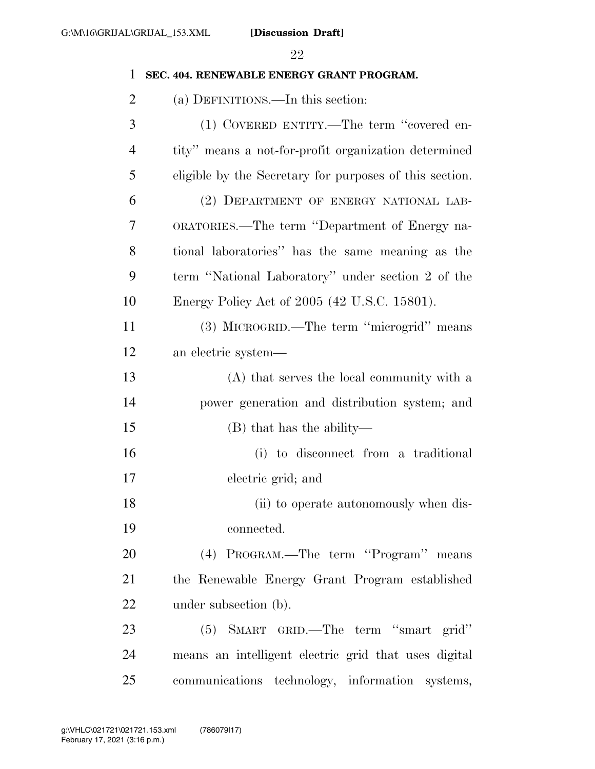**SEC. 404. RENEWABLE ENERGY GRANT PROGRAM.**

(a) DEFINITIONS.—In this section:

(1) COVERED ENTITY.—The term "covered entity" means a not-for-profit organization determined eligible by the Secretary for purposes of this section.

(2) DEPARTMENT OF ENERGY NATIONAL LABORATORIES.—The term "Department of Energy national laboratories" has the same meaning as the term "National Laboratory" under section 2 of the Energy Policy Act of 2005 (42 U.S.C. 15801).

(3) MICROGRID.—The term "microgrid" means an electric system—

(A) that serves the local community with a power generation and distribution system; and

(B) that has the ability—

(i) to disconnect from a traditional electric grid; and

(ii) to operate autonomously when disconnected.

(4) PROGRAM.—The term "Program" means the Renewable Energy Grant Program established under subsection (b).

(5) SMART GRID.—The term "smart grid" means an intelligent electric grid that uses digital communications technology, information systems,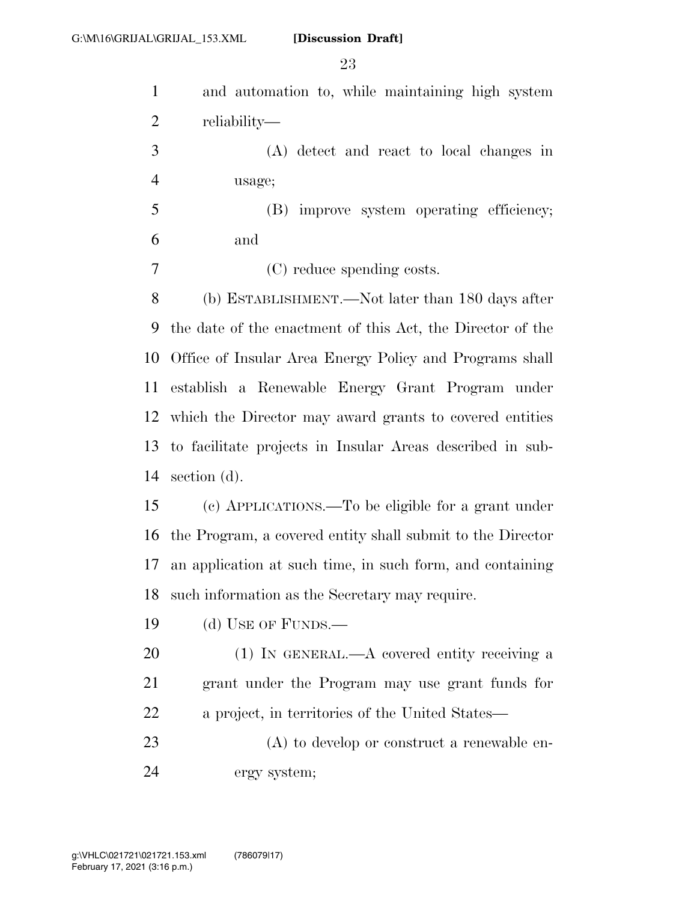and automation to, while maintaining high system reliability—

(A) detect and react to local changes in usage;

(B) improve system operating efficiency; and

(C) reduce spending costs.

(b) ESTABLISHMENT.—Not later than 180 days after the date of the enactment of this Act, the Director of the Office of Insular Area Energy Policy and Programs shall establish a Renewable Energy Grant Program under which the Director may award grants to covered entities to facilitate projects in Insular Areas described in subsection (d).

(c) APPLICATIONS.—To be eligible for a grant under the Program, a covered entity shall submit to the Director an application at such time, in such form, and containing such information as the Secretary may require.

(d) USE OF FUNDS.—

(1) IN GENERAL.—A covered entity receiving a grant under the Program may use grant funds for a project, in territories of the United States—

(A) to develop or construct a renewable energy system;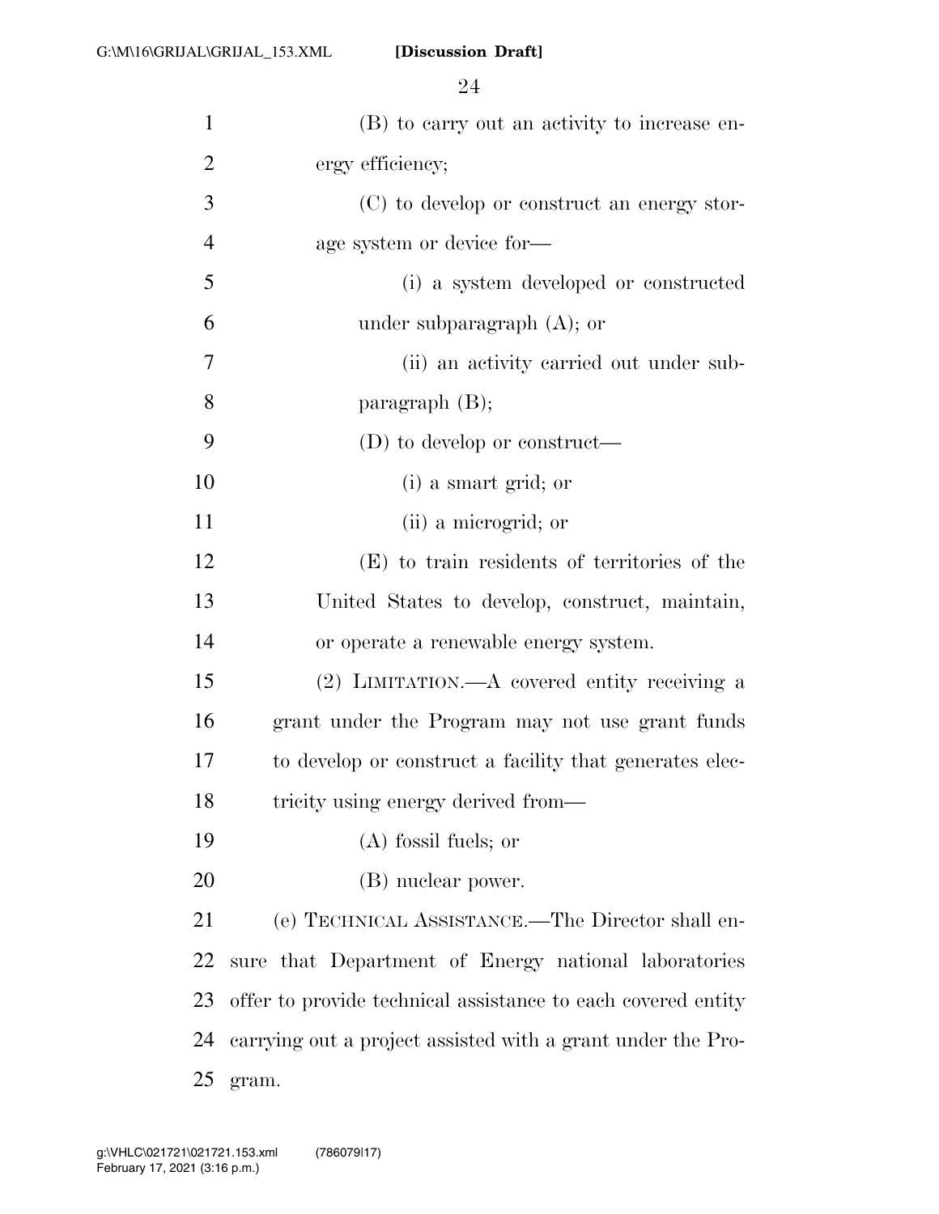(B) to carry out an activity to increase energy efficiency;

(C) to develop or construct an energy storage system or device for—

(i) a system developed or constructed under subparagraph (A); or

(ii) an activity carried out under subparagraph (B);

(D) to develop or construct—

(i) a smart grid; or

(ii) a microgrid; or

(E) to train residents of territories of the United States to develop, construct, maintain, or operate a renewable energy system.

(2) LIMITATION.—A covered entity receiving a grant under the Program may not use grant funds to develop or construct a facility that generates electricity using energy derived from—

(A) fossil fuels; or

(B) nuclear power.

(e) TECHNICAL ASSISTANCE.—The Director shall ensure that Department of Energy national laboratories offer to provide technical assistance to each covered entity carrying out a project assisted with a grant under the Program.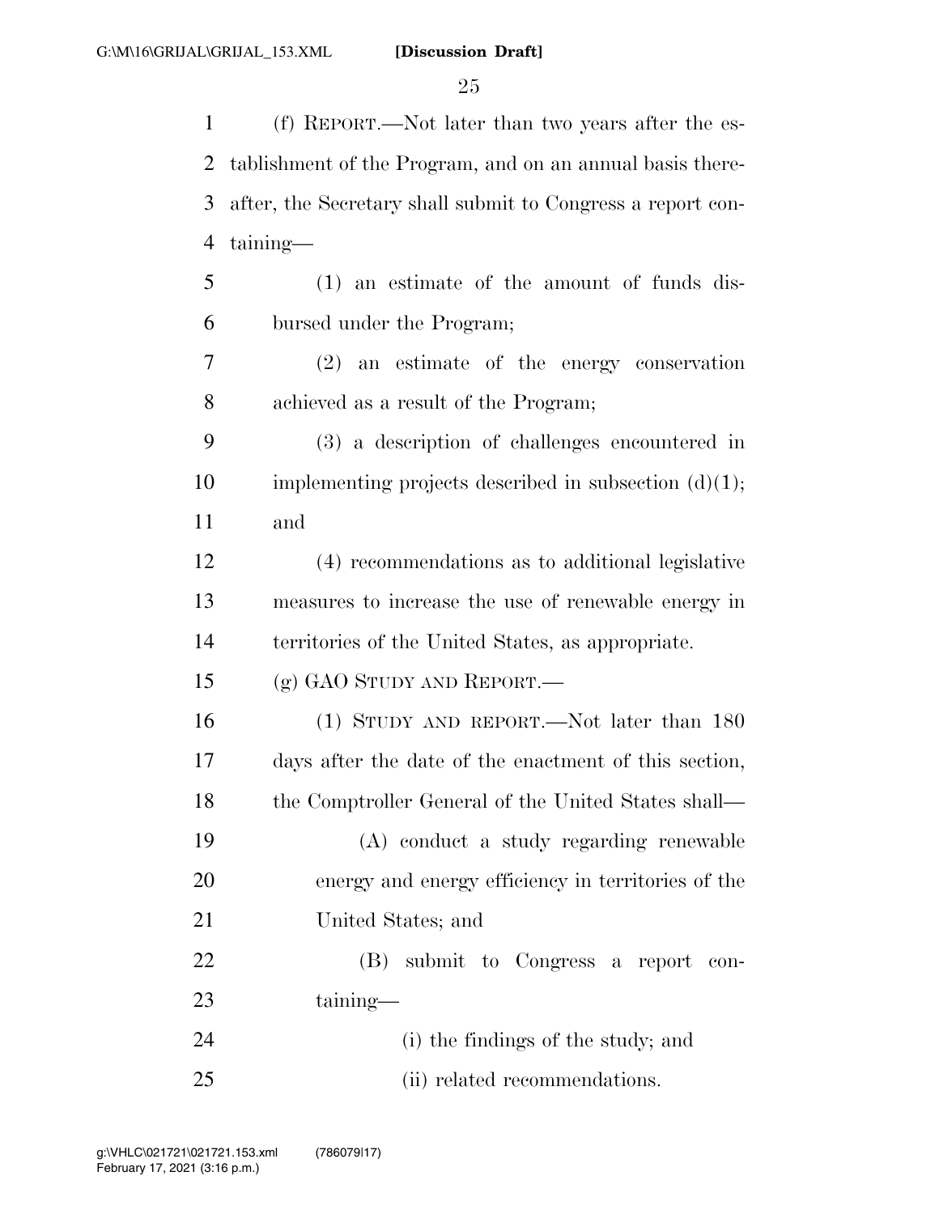(f) REPORT.—Not later than two years after the establishment of the Program, and on an annual basis thereafter, the Secretary shall submit to Congress a report containing—

(1) an estimate of the amount of funds disbursed under the Program;

(2) an estimate of the energy conservation achieved as a result of the Program;

(3) a description of challenges encountered in implementing projects described in subsection (d)(1); and

(4) recommendations as to additional legislative measures to increase the use of renewable energy in territories of the United States, as appropriate.

(g) GAO STUDY AND REPORT.—

(1) STUDY AND REPORT.—Not later than 180 days after the date of the enactment of this section, the Comptroller General of the United States shall—

(A) conduct a study regarding renewable energy and energy efficiency in territories of the United States; and

(B) submit to Congress a report containing—

(i) the findings of the study; and

(ii) related recommendations.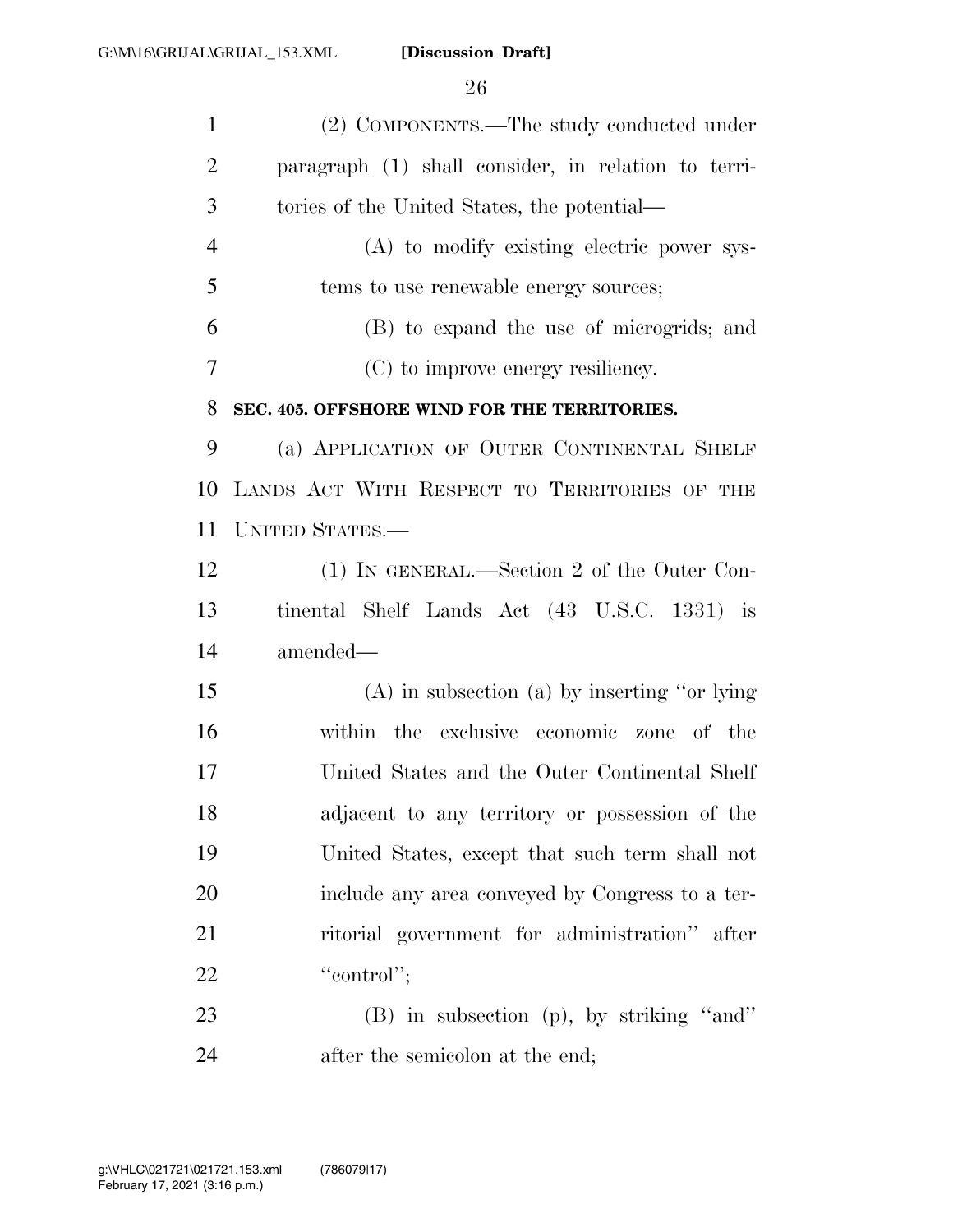(2) COMPONENTS.—The study conducted under paragraph (1) shall consider, in relation to territories of the United States, the potential—

(A) to modify existing electric power systems to use renewable energy sources;

(B) to expand the use of microgrids; and

(C) to improve energy resiliency.

**SEC. 405. OFFSHORE WIND FOR THE TERRITORIES.**

(a) APPLICATION OF OUTER CONTINENTAL SHELF LANDS ACT WITH RESPECT TO TERRITORIES OF THE UNITED STATES.—

(1) IN GENERAL.—Section 2 of the Outer Continental Shelf Lands Act (43 U.S.C. 1331) is amended—

(A) in subsection (a) by inserting ''or lying within the exclusive economic zone of the United States and the Outer Continental Shelf adjacent to any territory or possession of the United States, except that such term shall not include any area conveyed by Congress to a territorial government for administration'' after ''control'';

(B) in subsection (p), by striking ''and'' after the semicolon at the end;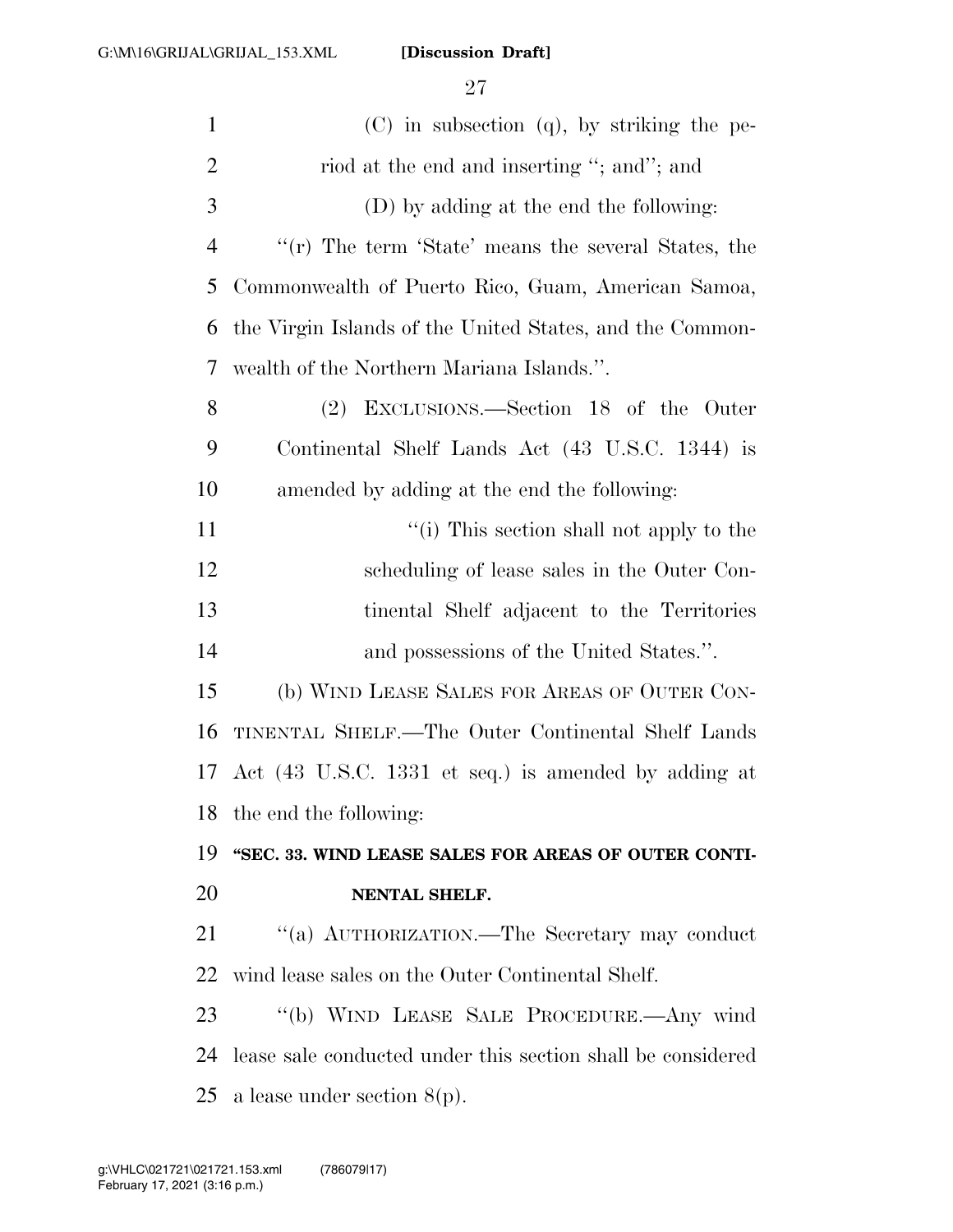(C) in subsection (q), by striking the period at the end and inserting ''; and''; and

(D) by adding at the end the following:

''(r) The term 'State' means the several States, the Commonwealth of Puerto Rico, Guam, American Samoa, the Virgin Islands of the United States, and the Commonwealth of the Northern Mariana Islands.''.

(2) EXCLUSIONS.—Section 18 of the Outer Continental Shelf Lands Act (43 U.S.C. 1344) is amended by adding at the end the following:

''(i) This section shall not apply to the scheduling of lease sales in the Outer Continental Shelf adjacent to the Territories and possessions of the United States.''.

(b) WIND LEASE SALES FOR AREAS OF OUTER CONTINENTAL SHELF.—The Outer Continental Shelf Lands Act (43 U.S.C. 1331 et seq.) is amended by adding at the end the following:

**''SEC. 33. WIND LEASE SALES FOR AREAS OF OUTER CONTINENTAL SHELF.**

''(a) AUTHORIZATION.—The Secretary may conduct wind lease sales on the Outer Continental Shelf.

''(b) WIND LEASE SALE PROCEDURE.—Any wind lease sale conducted under this section shall be considered a lease under section 8(p).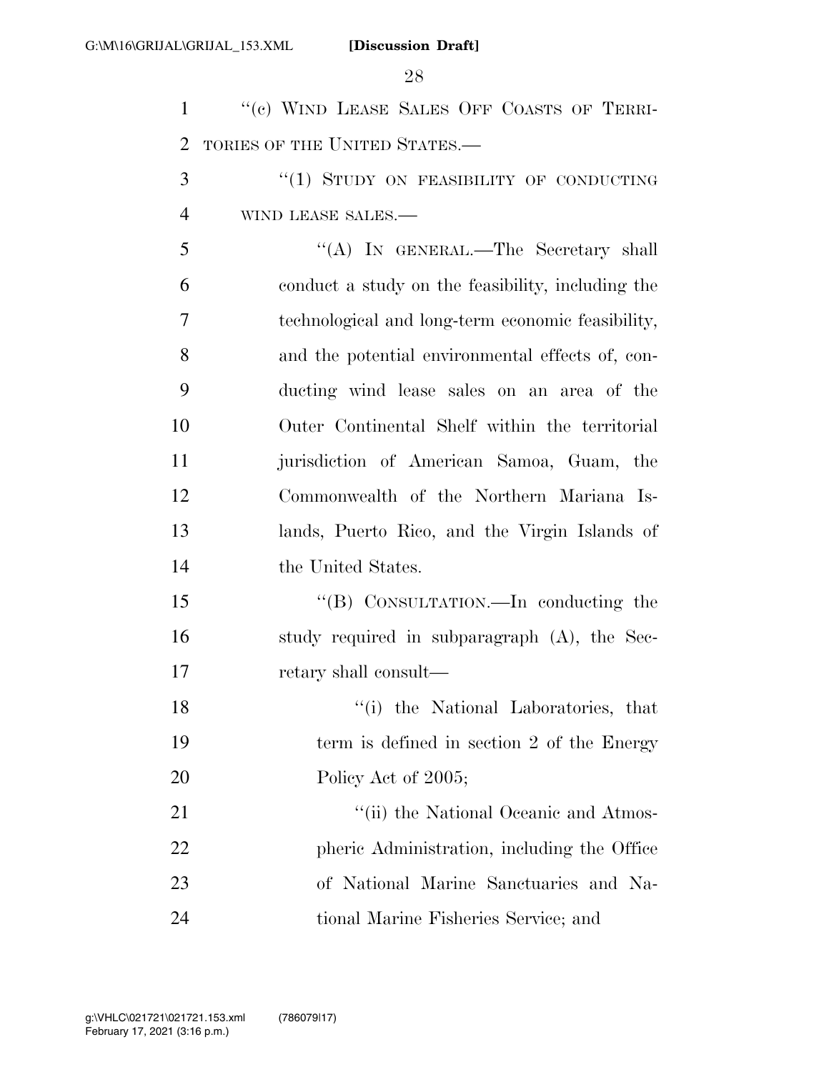"(c) WIND LEASE SALES OFF COASTS OF TERRITORIES OF THE UNITED STATES.—

"(1) STUDY ON FEASIBILITY OF CONDUCTING WIND LEASE SALES.—

"(A) IN GENERAL.—The Secretary shall conduct a study on the feasibility, including the technological and long-term economic feasibility, and the potential environmental effects of, conducting wind lease sales on an area of the Outer Continental Shelf within the territorial jurisdiction of American Samoa, Guam, the Commonwealth of the Northern Mariana Islands, Puerto Rico, and the Virgin Islands of the United States.

"(B) CONSULTATION.—In conducting the study required in subparagraph (A), the Secretary shall consult—

"(i) the National Laboratories, that term is defined in section 2 of the Energy Policy Act of 2005;

"(ii) the National Oceanic and Atmospheric Administration, including the Office of National Marine Sanctuaries and National Marine Fisheries Service; and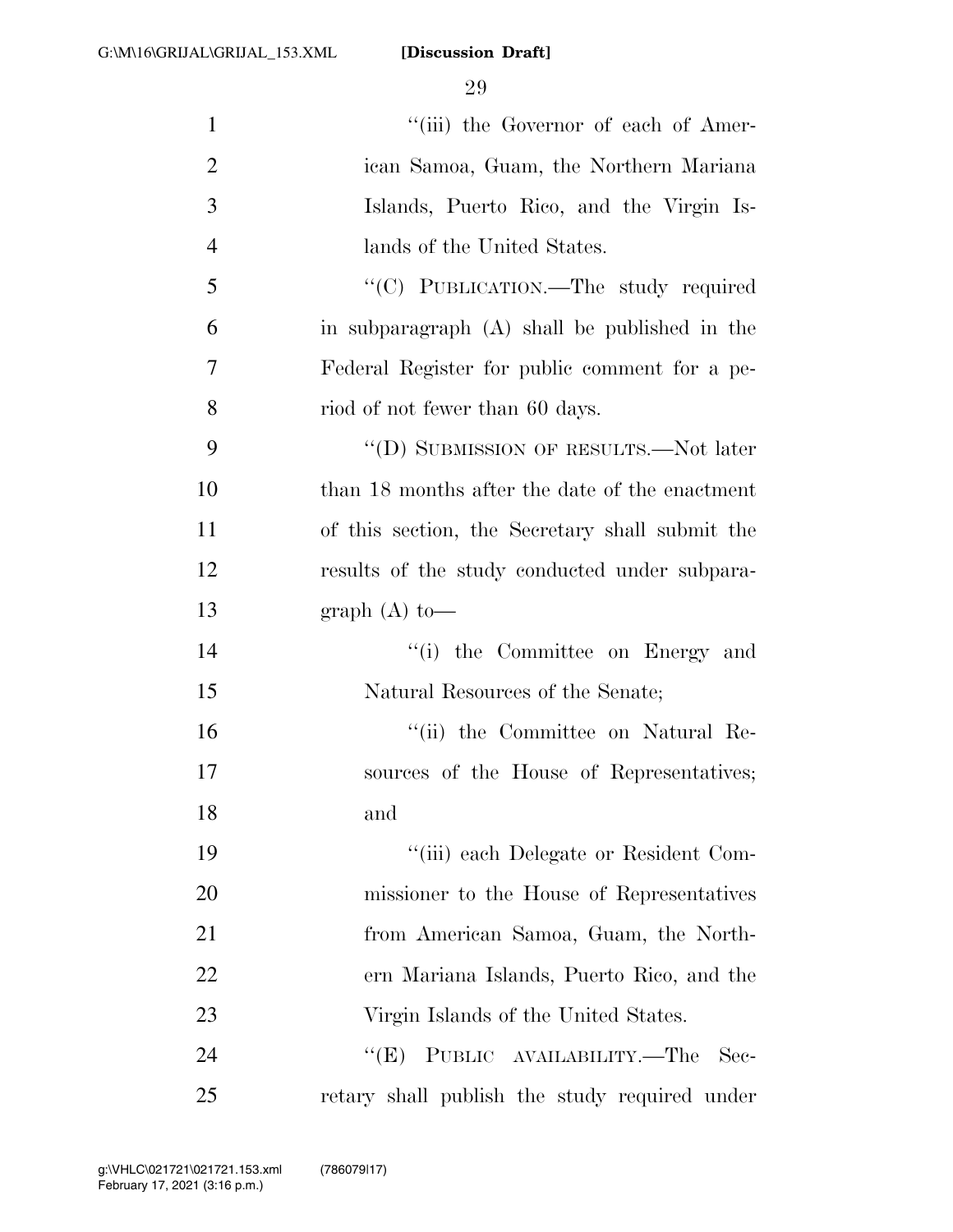"(iii) the Governor of each of American Samoa, Guam, the Northern Mariana Islands, Puerto Rico, and the Virgin Islands of the United States.

"(C) PUBLICATION.—The study required in subparagraph (A) shall be published in the Federal Register for public comment for a period of not fewer than 60 days.

"(D) SUBMISSION OF RESULTS.—Not later than 18 months after the date of the enactment of this section, the Secretary shall submit the results of the study conducted under subparagraph (A) to—

"(i) the Committee on Energy and Natural Resources of the Senate;

"(ii) the Committee on Natural Resources of the House of Representatives; and

"(iii) each Delegate or Resident Commissioner to the House of Representatives from American Samoa, Guam, the Northern Mariana Islands, Puerto Rico, and the Virgin Islands of the United States.

"(E) PUBLIC AVAILABILITY.—The Secretary shall publish the study required under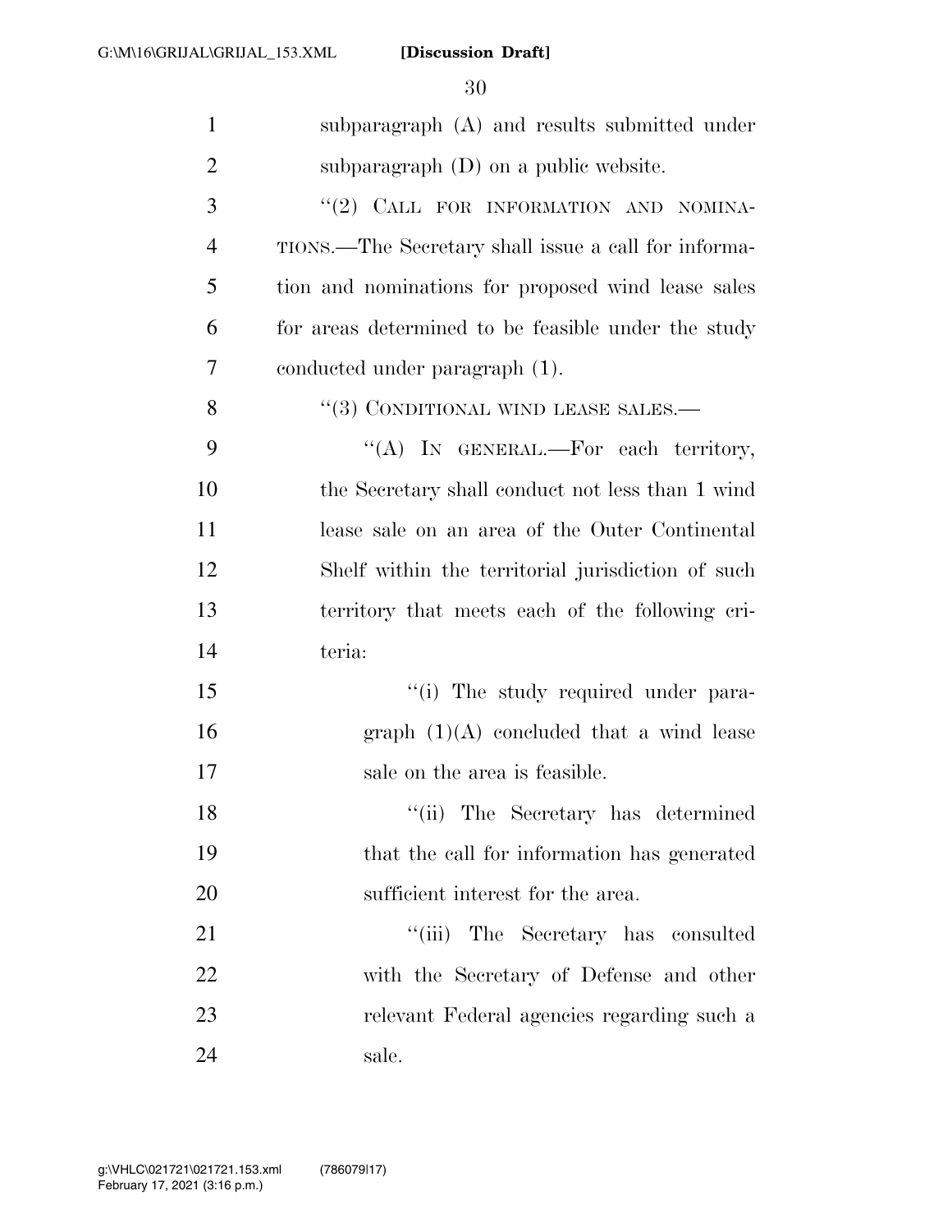subparagraph (A) and results submitted under subparagraph (D) on a public website.

"(2) CALL FOR INFORMATION AND NOMINATIONS.—The Secretary shall issue a call for information and nominations for proposed wind lease sales for areas determined to be feasible under the study conducted under paragraph (1).

"(3) CONDITIONAL WIND LEASE SALES.—

"(A) IN GENERAL.—For each territory, the Secretary shall conduct not less than 1 wind lease sale on an area of the Outer Continental Shelf within the territorial jurisdiction of such territory that meets each of the following criteria:

"(i) The study required under paragraph (1)(A) concluded that a wind lease sale on the area is feasible.

"(ii) The Secretary has determined that the call for information has generated sufficient interest for the area.

"(iii) The Secretary has consulted with the Secretary of Defense and other relevant Federal agencies regarding such a sale.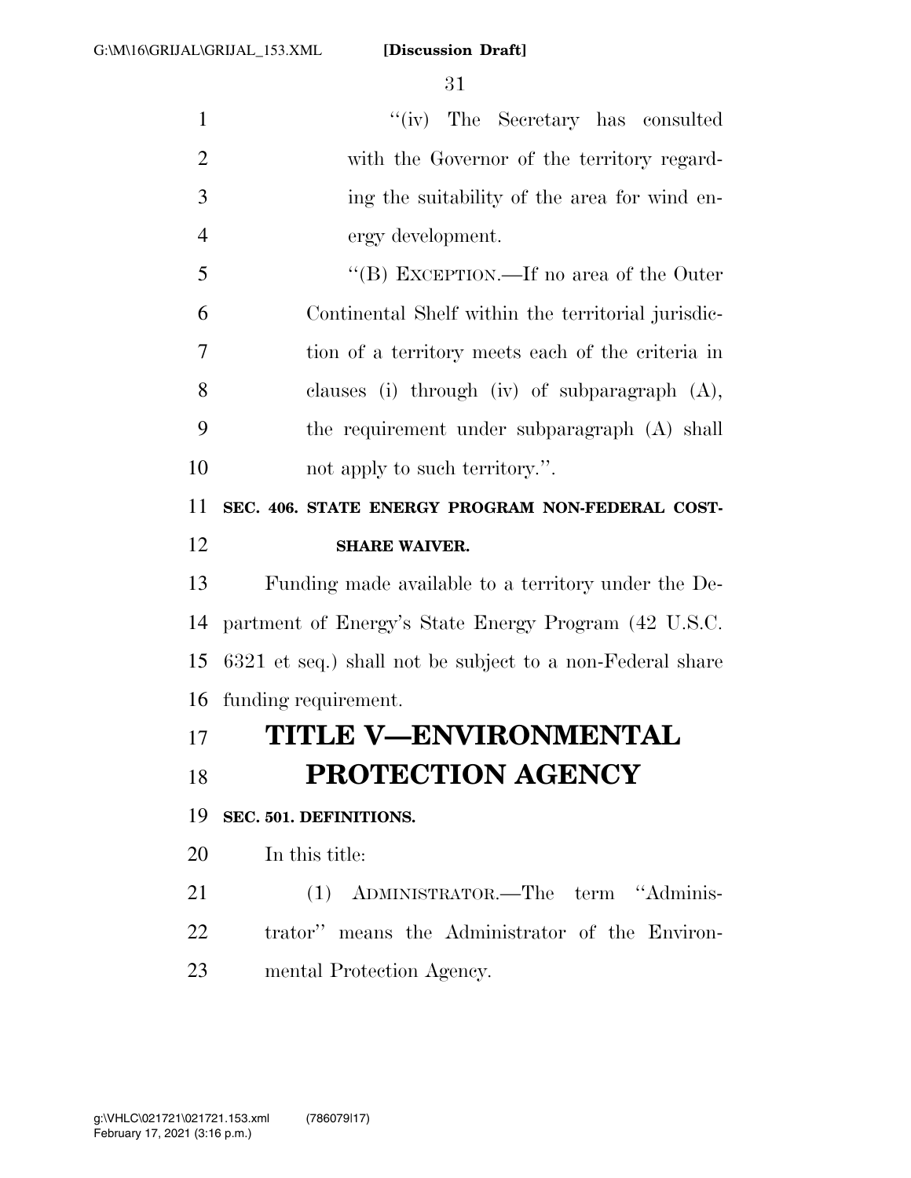"(iv) The Secretary has consulted with the Governor of the territory regarding the suitability of the area for wind energy development.

"(B) EXCEPTION.—If no area of the Outer Continental Shelf within the territorial jurisdiction of a territory meets each of the criteria in clauses (i) through (iv) of subparagraph (A), the requirement under subparagraph (A) shall not apply to such territory.".

**SEC. 406. STATE ENERGY PROGRAM NON-FEDERAL COST-SHARE WAIVER.**

Funding made available to a territory under the Department of Energy's State Energy Program (42 U.S.C. 6321 et seq.) shall not be subject to a non-Federal share funding requirement.

# TITLE V—ENVIRONMENTAL PROTECTION AGENCY

**SEC. 501. DEFINITIONS.**

In this title:

(1) ADMINISTRATOR.—The term "Administrator" means the Administrator of the Environmental Protection Agency.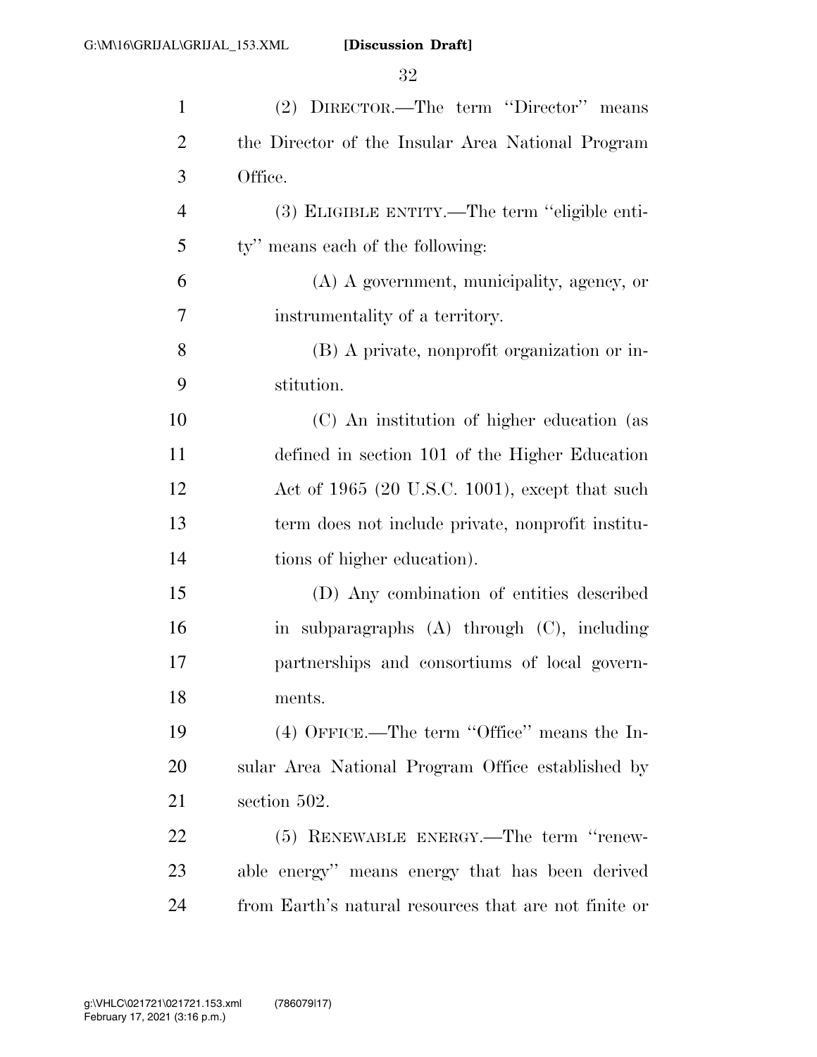(2) DIRECTOR.—The term ''Director'' means the Director of the Insular Area National Program Office.

(3) ELIGIBLE ENTITY.—The term ''eligible entity'' means each of the following:

(A) A government, municipality, agency, or instrumentality of a territory.

(B) A private, nonprofit organization or institution.

(C) An institution of higher education (as defined in section 101 of the Higher Education Act of 1965 (20 U.S.C. 1001), except that such term does not include private, nonprofit institutions of higher education).

(D) Any combination of entities described in subparagraphs (A) through (C), including partnerships and consortiums of local governments.

(4) OFFICE.—The term ''Office'' means the Insular Area National Program Office established by section 502.

(5) RENEWABLE ENERGY.—The term ''renewable energy'' means energy that has been derived from Earth's natural resources that are not finite or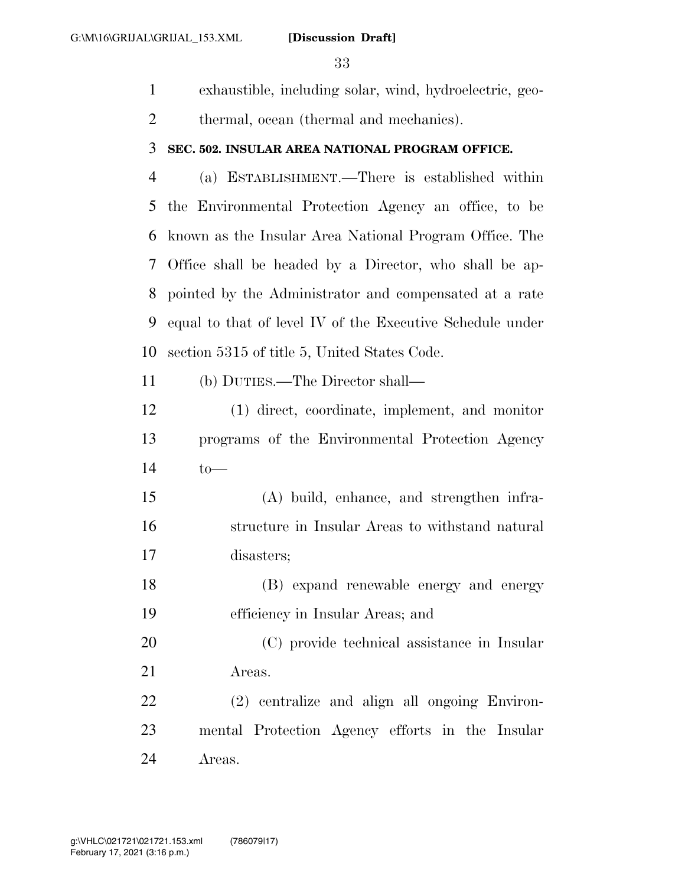exhaustible, including solar, wind, hydroelectric, geothermal, ocean (thermal and mechanics).

**SEC. 502. INSULAR AREA NATIONAL PROGRAM OFFICE.**

(a) ESTABLISHMENT.—There is established within the Environmental Protection Agency an office, to be known as the Insular Area National Program Office. The Office shall be headed by a Director, who shall be appointed by the Administrator and compensated at a rate equal to that of level IV of the Executive Schedule under section 5315 of title 5, United States Code.

(b) DUTIES.—The Director shall—

(1) direct, coordinate, implement, and monitor programs of the Environmental Protection Agency to—

(A) build, enhance, and strengthen infrastructure in Insular Areas to withstand natural disasters;

(B) expand renewable energy and energy efficiency in Insular Areas; and

(C) provide technical assistance in Insular Areas.

(2) centralize and align all ongoing Environmental Protection Agency efforts in the Insular Areas.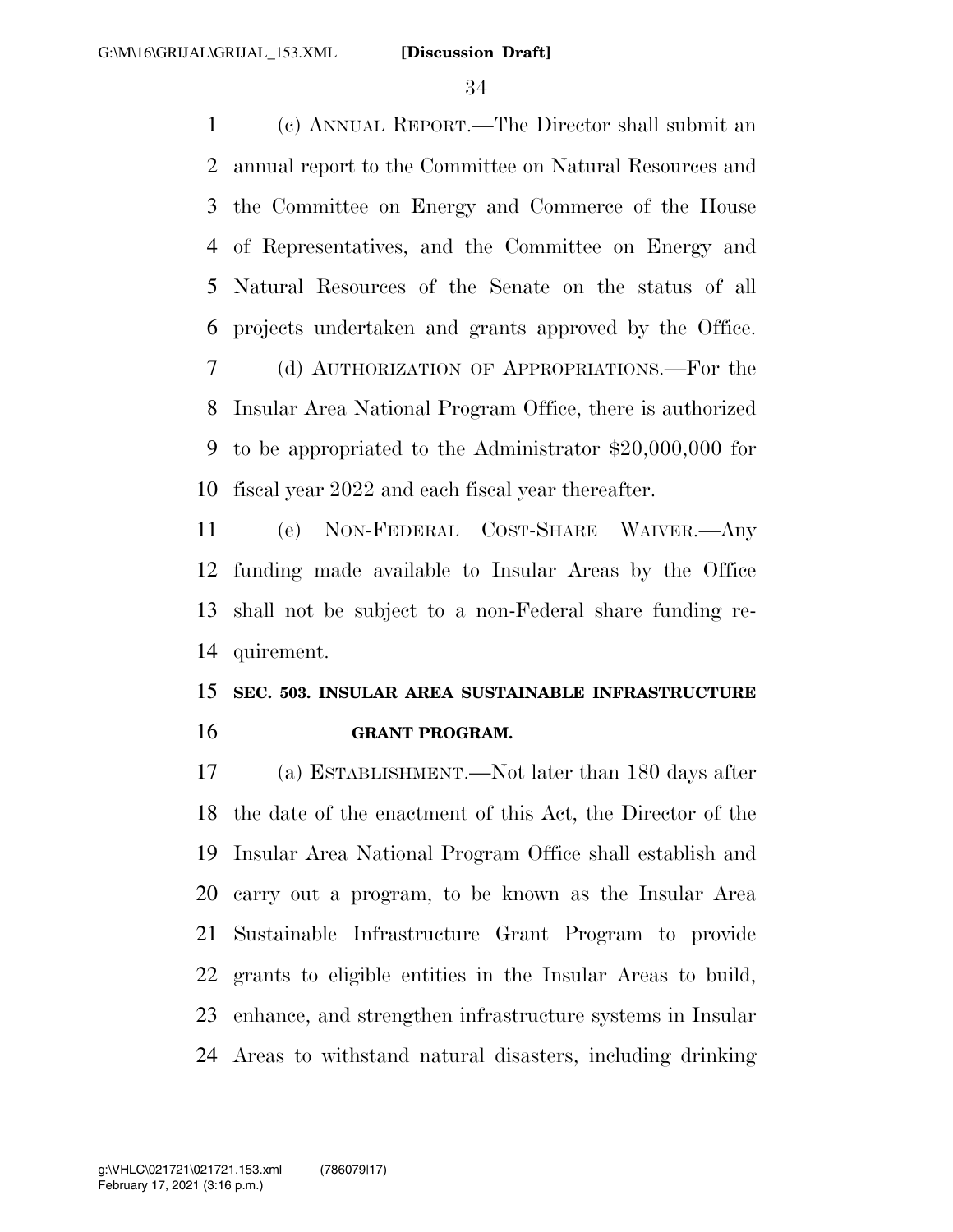(c) ANNUAL REPORT.—The Director shall submit an annual report to the Committee on Natural Resources and the Committee on Energy and Commerce of the House of Representatives, and the Committee on Energy and Natural Resources of the Senate on the status of all projects undertaken and grants approved by the Office.

(d) AUTHORIZATION OF APPROPRIATIONS.—For the Insular Area National Program Office, there is authorized to be appropriated to the Administrator $20,000,000 for fiscal year 2022 and each fiscal year thereafter.

(e) NON-FEDERAL COST-SHARE WAIVER.—Any funding made available to Insular Areas by the Office shall not be subject to a non-Federal share funding requirement.

### SEC. 503. INSULAR AREA SUSTAINABLE INFRASTRUCTURE GRANT PROGRAM.

(a) ESTABLISHMENT.—Not later than 180 days after the date of the enactment of this Act, the Director of the Insular Area National Program Office shall establish and carry out a program, to be known as the Insular Area Sustainable Infrastructure Grant Program to provide grants to eligible entities in the Insular Areas to build, enhance, and strengthen infrastructure systems in Insular Areas to withstand natural disasters, including drinking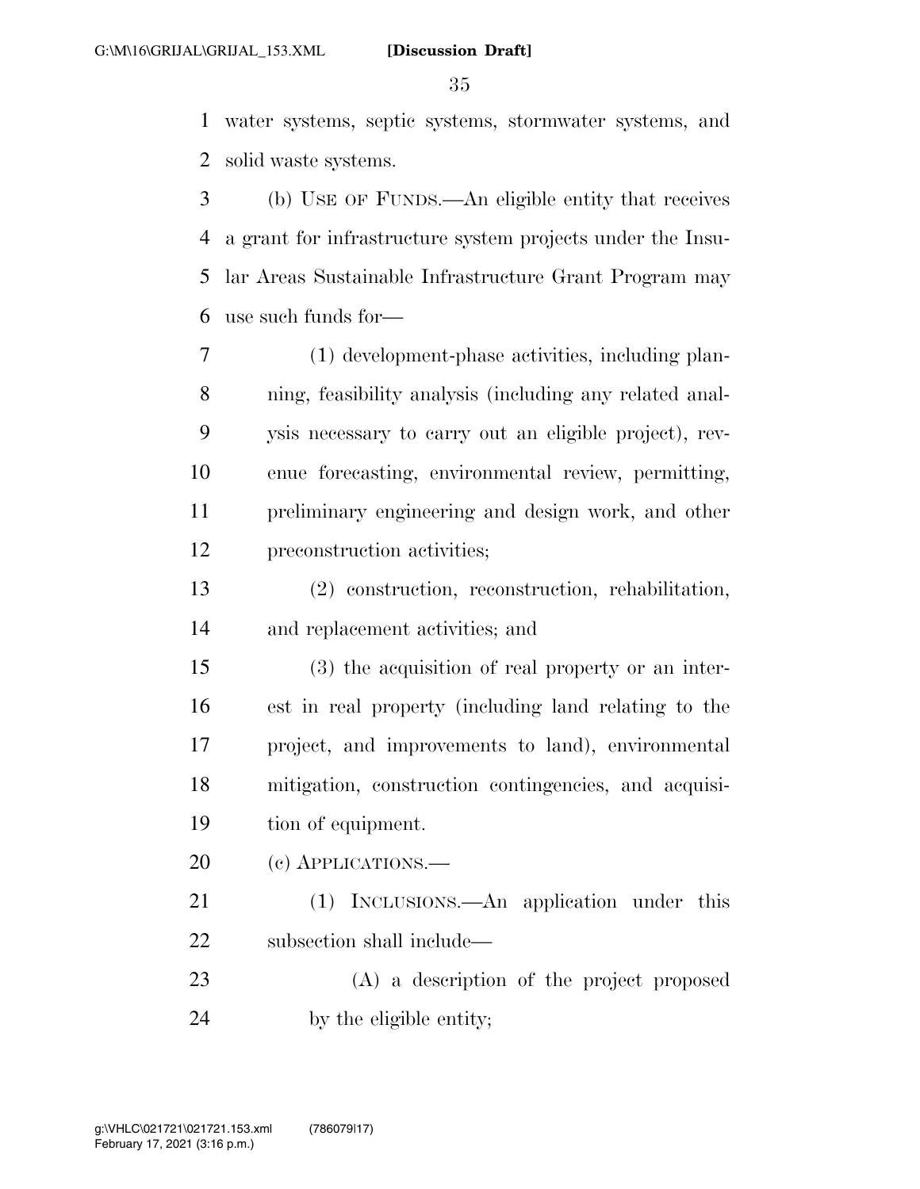water systems, septic systems, stormwater systems, and solid waste systems.

(b) USE OF FUNDS.—An eligible entity that receives a grant for infrastructure system projects under the Insular Areas Sustainable Infrastructure Grant Program may use such funds for—

(1) development-phase activities, including planning, feasibility analysis (including any related analysis necessary to carry out an eligible project), revenue forecasting, environmental review, permitting, preliminary engineering and design work, and other preconstruction activities;

(2) construction, reconstruction, rehabilitation, and replacement activities; and

(3) the acquisition of real property or an interest in real property (including land relating to the project, and improvements to land), environmental mitigation, construction contingencies, and acquisition of equipment.

(c) APPLICATIONS.—

(1) INCLUSIONS.—An application under this subsection shall include—

(A) a description of the project proposed by the eligible entity;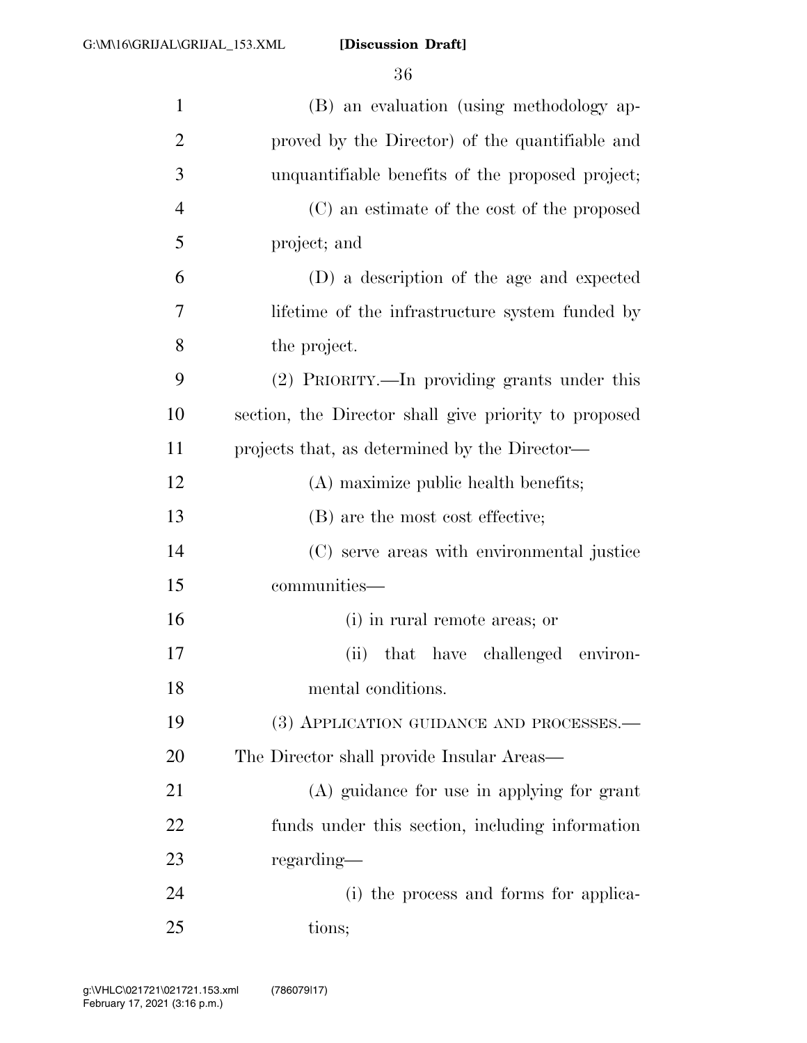(B) an evaluation (using methodology approved by the Director) of the quantifiable and unquantifiable benefits of the proposed project;

(C) an estimate of the cost of the proposed project; and

(D) a description of the age and expected lifetime of the infrastructure system funded by the project.

(2) PRIORITY.—In providing grants under this section, the Director shall give priority to proposed projects that, as determined by the Director—

(A) maximize public health benefits;

(B) are the most cost effective;

(C) serve areas with environmental justice communities—

(i) in rural remote areas; or

(ii) that have challenged environmental conditions.

(3) APPLICATION GUIDANCE AND PROCESSES.— The Director shall provide Insular Areas—

(A) guidance for use in applying for grant funds under this section, including information regarding—

(i) the process and forms for applications;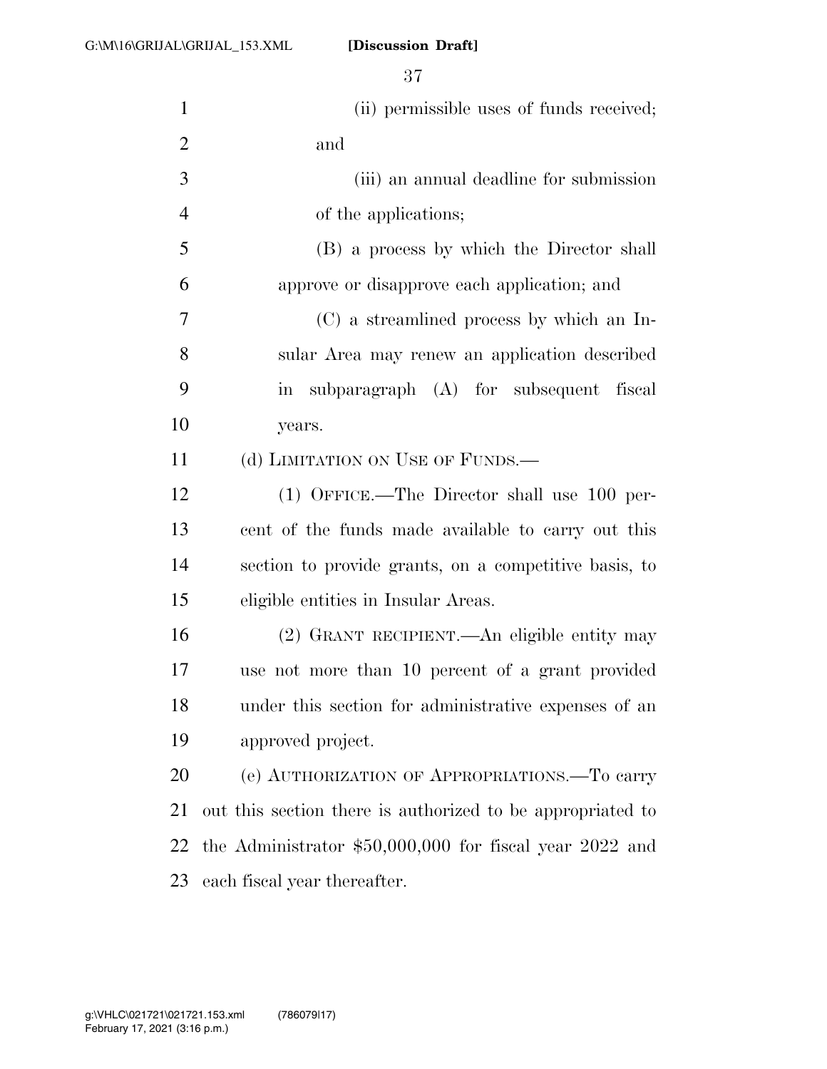(ii) permissible uses of funds received; and

(iii) an annual deadline for submission of the applications;

(B) a process by which the Director shall approve or disapprove each application; and

(C) a streamlined process by which an Insular Area may renew an application described in subparagraph (A) for subsequent fiscal years.

(d) LIMITATION ON USE OF FUNDS.—

(1) OFFICE.—The Director shall use 100 percent of the funds made available to carry out this section to provide grants, on a competitive basis, to eligible entities in Insular Areas.

(2) GRANT RECIPIENT.—An eligible entity may use not more than 10 percent of a grant provided under this section for administrative expenses of an approved project.

(e) AUTHORIZATION OF APPROPRIATIONS.—To carry out this section there is authorized to be appropriated to the Administrator $50,000,000 for fiscal year 2022 and each fiscal year thereafter.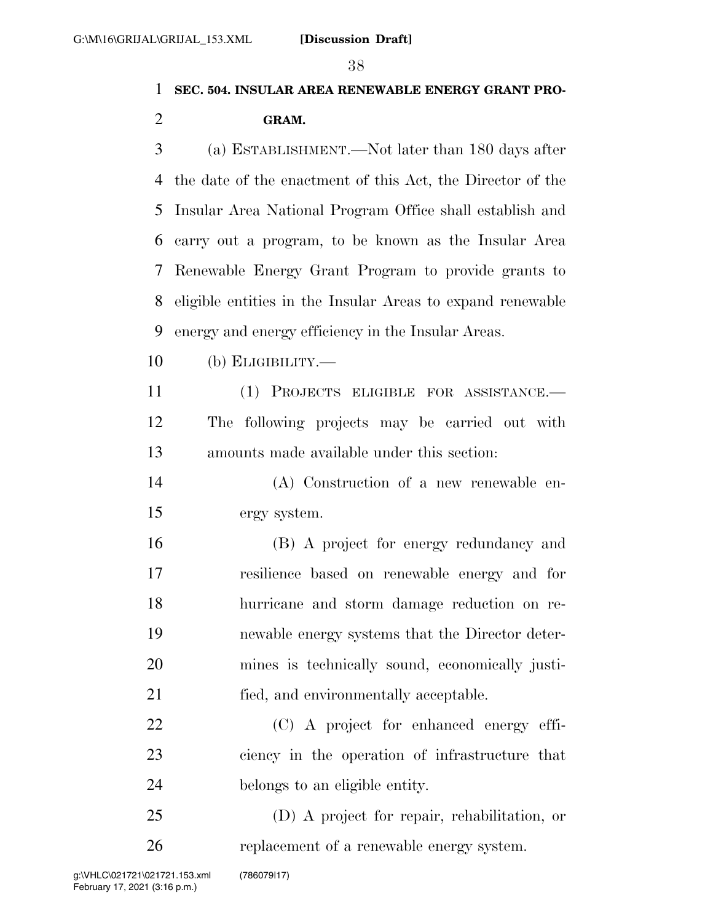**SEC. 504. INSULAR AREA RENEWABLE ENERGY GRANT PROGRAM.**

(a) ESTABLISHMENT.—Not later than 180 days after the date of the enactment of this Act, the Director of the Insular Area National Program Office shall establish and carry out a program, to be known as the Insular Area Renewable Energy Grant Program to provide grants to eligible entities in the Insular Areas to expand renewable energy and energy efficiency in the Insular Areas.

(b) ELIGIBILITY.—

(1) PROJECTS ELIGIBLE FOR ASSISTANCE.—The following projects may be carried out with amounts made available under this section:

(A) Construction of a new renewable energy system.

(B) A project for energy redundancy and resilience based on renewable energy and for hurricane and storm damage reduction on renewable energy systems that the Director determines is technically sound, economically justified, and environmentally acceptable.

(C) A project for enhanced energy efficiency in the operation of infrastructure that belongs to an eligible entity.

(D) A project for repair, rehabilitation, or replacement of a renewable energy system.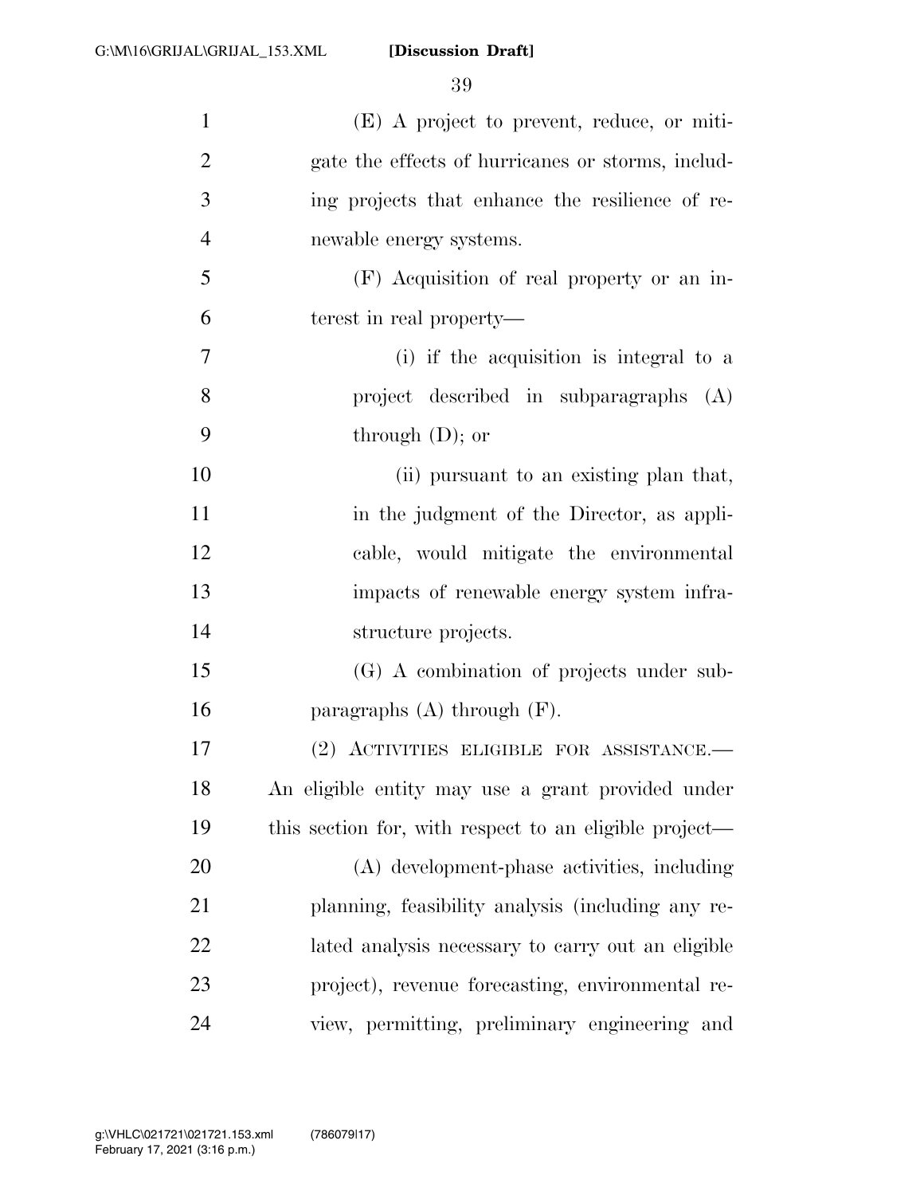(E) A project to prevent, reduce, or mitigate the effects of hurricanes or storms, including projects that enhance the resilience of renewable energy systems.

(F) Acquisition of real property or an interest in real property—

(i) if the acquisition is integral to a project described in subparagraphs (A) through (D); or

(ii) pursuant to an existing plan that, in the judgment of the Director, as applicable, would mitigate the environmental impacts of renewable energy system infrastructure projects.

(G) A combination of projects under subparagraphs (A) through (F).

(2) ACTIVITIES ELIGIBLE FOR ASSISTANCE.—An eligible entity may use a grant provided under this section for, with respect to an eligible project—

(A) development-phase activities, including planning, feasibility analysis (including any related analysis necessary to carry out an eligible project), revenue forecasting, environmental review, permitting, preliminary engineering and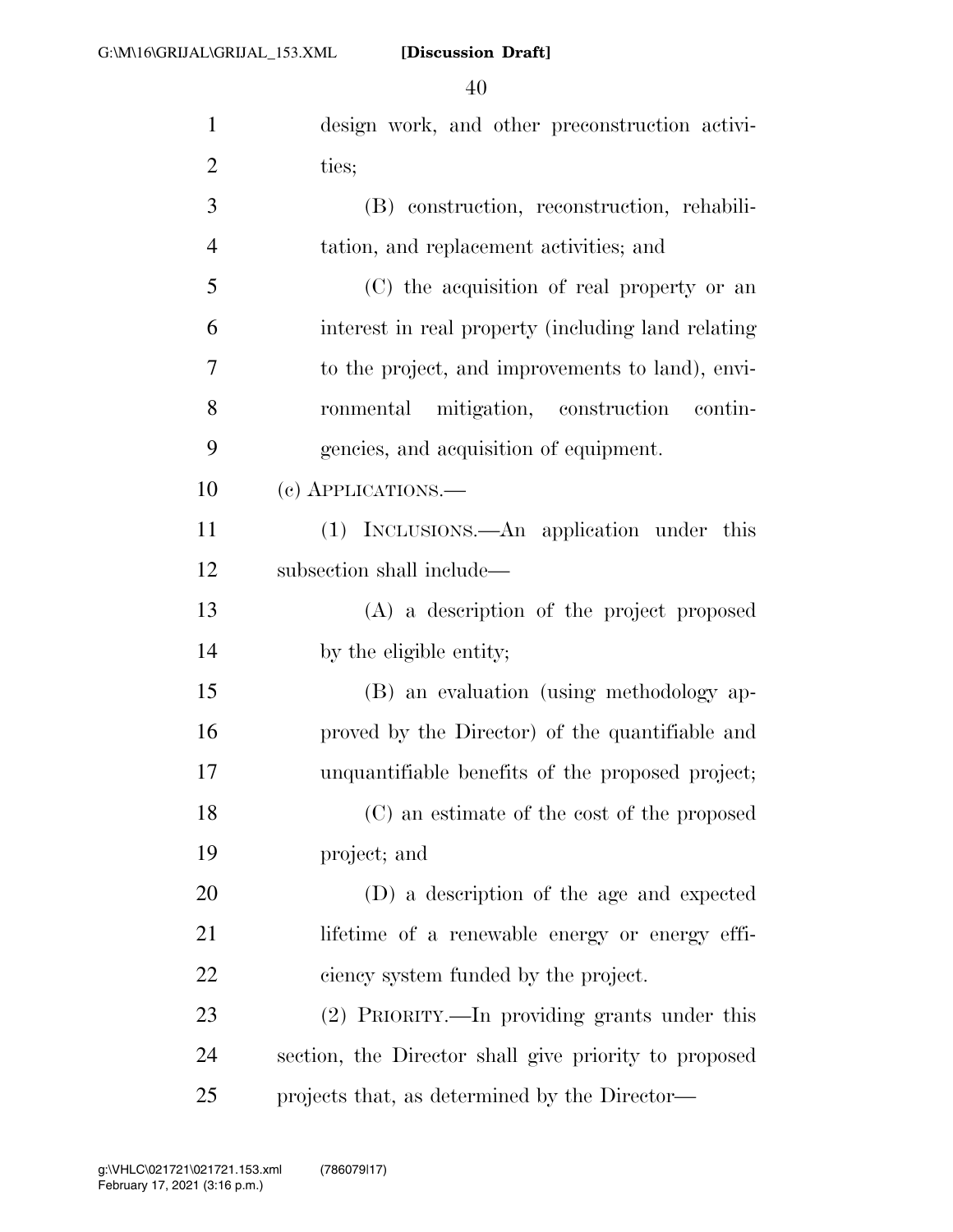design work, and other preconstruction activities;

(B) construction, reconstruction, rehabilitation, and replacement activities; and

(C) the acquisition of real property or an interest in real property (including land relating to the project, and improvements to land), environmental mitigation, construction contingencies, and acquisition of equipment.

(c) APPLICATIONS.—

(1) INCLUSIONS.—An application under this subsection shall include—

(A) a description of the project proposed by the eligible entity;

(B) an evaluation (using methodology approved by the Director) of the quantifiable and unquantifiable benefits of the proposed project;

(C) an estimate of the cost of the proposed project; and

(D) a description of the age and expected lifetime of a renewable energy or energy efficiency system funded by the project.

(2) PRIORITY.—In providing grants under this section, the Director shall give priority to proposed projects that, as determined by the Director—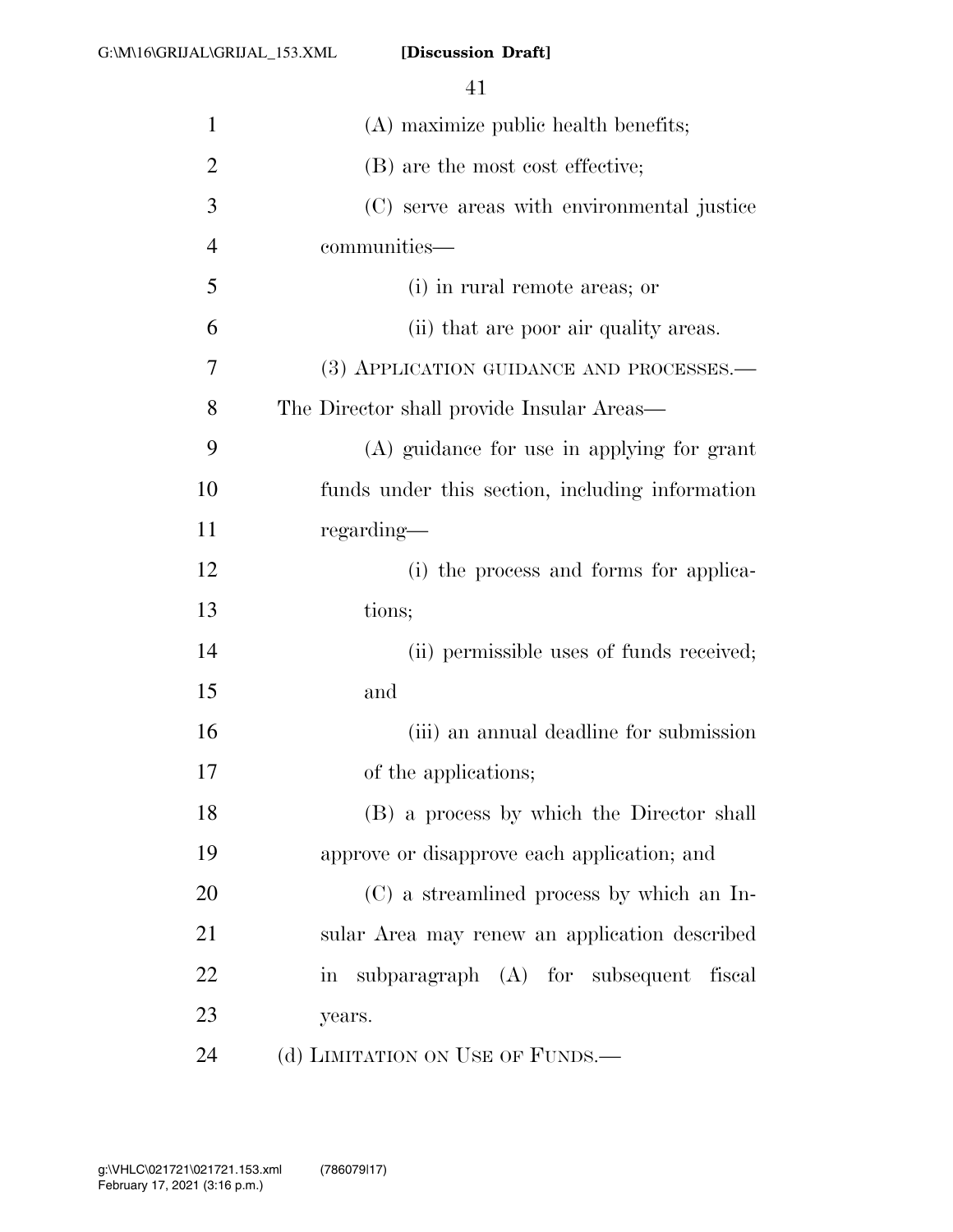(A) maximize public health benefits;

(B) are the most cost effective;

(C) serve areas with environmental justice communities—

(i) in rural remote areas; or

(ii) that are poor air quality areas.

(3) APPLICATION GUIDANCE AND PROCESSES.—The Director shall provide Insular Areas—

(A) guidance for use in applying for grant funds under this section, including information regarding—

(i) the process and forms for applications;

(ii) permissible uses of funds received; and

(iii) an annual deadline for submission of the applications;

(B) a process by which the Director shall approve or disapprove each application; and

(C) a streamlined process by which an Insular Area may renew an application described in subparagraph (A) for subsequent fiscal years.

(d) LIMITATION ON USE OF FUNDS.—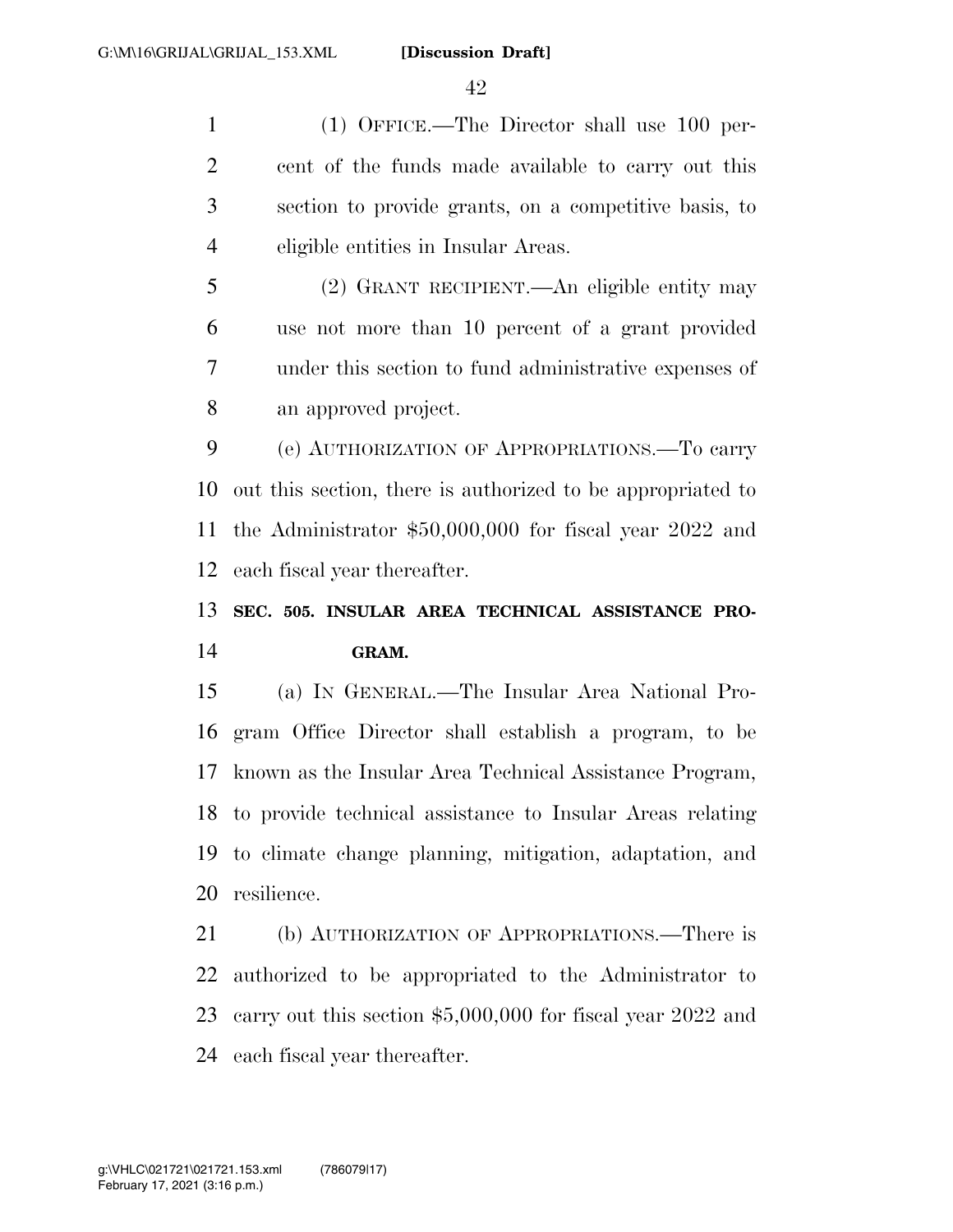(1) OFFICE.—The Director shall use 100 percent of the funds made available to carry out this section to provide grants, on a competitive basis, to eligible entities in Insular Areas.

(2) GRANT RECIPIENT.—An eligible entity may use not more than 10 percent of a grant provided under this section to fund administrative expenses of an approved project.

(e) AUTHORIZATION OF APPROPRIATIONS.—To carry out this section, there is authorized to be appropriated to the Administrator $50,000,000 for fiscal year 2022 and each fiscal year thereafter.

**SEC. 505. INSULAR AREA TECHNICAL ASSISTANCE PROGRAM.**

(a) IN GENERAL.—The Insular Area National Program Office Director shall establish a program, to be known as the Insular Area Technical Assistance Program, to provide technical assistance to Insular Areas relating to climate change planning, mitigation, adaptation, and resilience.

(b) AUTHORIZATION OF APPROPRIATIONS.—There is authorized to be appropriated to the Administrator to carry out this section $5,000,000 for fiscal year 2022 and each fiscal year thereafter.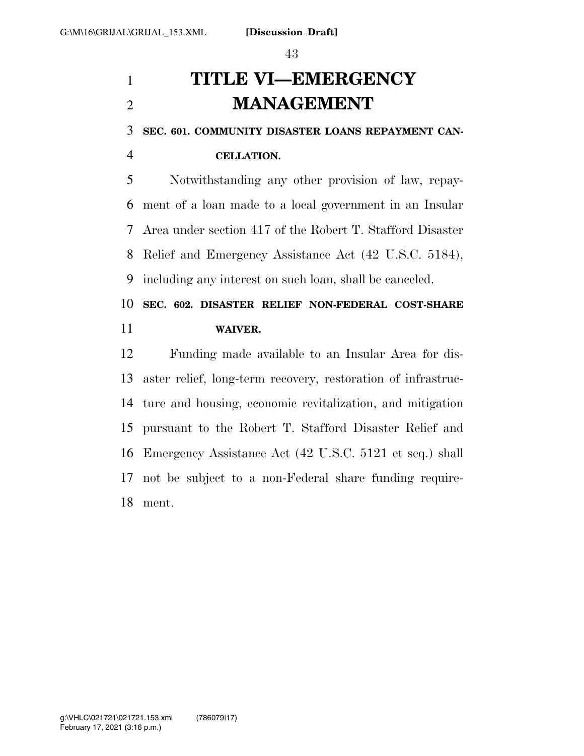# TITLE VI—EMERGENCY MANAGEMENT

### SEC. 601. COMMUNITY DISASTER LOANS REPAYMENT CANCELLATION.

Notwithstanding any other provision of law, repayment of a loan made to a local government in an Insular Area under section 417 of the Robert T. Stafford Disaster Relief and Emergency Assistance Act (42 U.S.C. 5184), including any interest on such loan, shall be canceled.

### SEC. 602. DISASTER RELIEF NON-FEDERAL COST-SHARE WAIVER.

Funding made available to an Insular Area for disaster relief, long-term recovery, restoration of infrastructure and housing, economic revitalization, and mitigation pursuant to the Robert T. Stafford Disaster Relief and Emergency Assistance Act (42 U.S.C. 5121 et seq.) shall not be subject to a non-Federal share funding requirement.